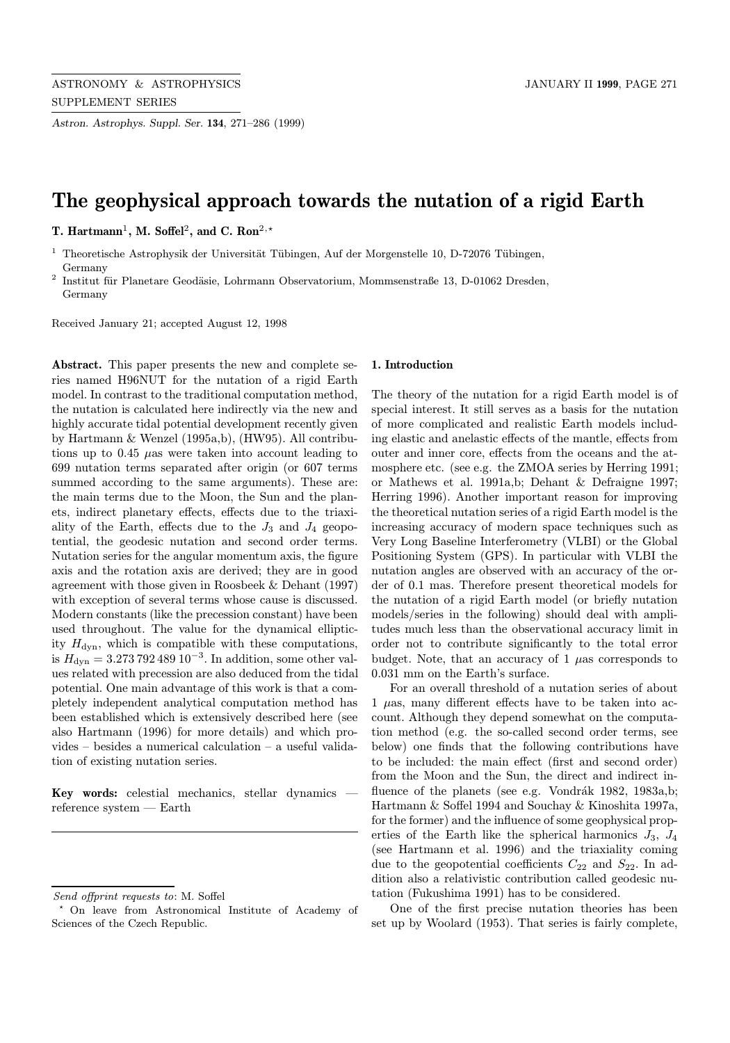# The geophysical approach towards the nutation of a rigid Earth

**T. Hartmann**[1], **M. Soffel**[2], **and C. Ron**[2,⋆]

[1] Theoretische Astrophysik der Universität Tübingen, Auf der Morgenstelle 10, D-72076 Tübingen, Germany

[2] Institut für Planetare Geodäsie, Lohrmann Observatorium, Mommsenstraße 13, D-01062 Dresden, Germany

Received January 21; accepted August 12, 1998

**Abstract.** This paper presents the new and complete series named H96NUT for the nutation of a rigid Earth model. In contrast to the traditional computation method, the nutation is calculated here indirectly via the new and highly accurate tidal potential development recently given by Hartmann & Wenzel (1995a,b), (HW95). All contributions up to 0.45 $\mu$as were taken into account leading to 699 nutation terms separated after origin (or 607 terms summed according to the same arguments). These are: the main terms due to the Moon, the Sun and the planets, indirect planetary effects, effects due to the triaxiality of the Earth, effects due to the $J_3$ and $J_4$ geopotential, the geodesic nutation and second order terms. Nutation series for the angular momentum axis, the figure axis and the rotation axis are derived; they are in good agreement with those given in Roosbeek & Dehant (1997) with exception of several terms whose cause is discussed. Modern constants (like the precession constant) have been used throughout. The value for the dynamical ellipticity $H_{\rm dyn}$, which is compatible with these computations, is $H_{\rm dyn} = 3.273\,792\,489\,10^{-3}$. In addition, some other values related with precession are also deduced from the tidal potential. One main advantage of this work is that a completely independent analytical computation method has been established which is extensively described here (see also Hartmann (1996) for more details) and which provides – besides a numerical calculation – a useful validation of existing nutation series.

**Key words:** celestial mechanics, stellar dynamics — reference system — Earth

## 1. Introduction

The theory of the nutation for a rigid Earth model is of special interest. It still serves as a basis for the nutation of more complicated and realistic Earth models including elastic and anelastic effects of the mantle, effects from outer and inner core, effects from the oceans and the atmosphere etc. (see e.g. the ZMOA series by Herring 1991; or Mathews et al. 1991a,b; Dehant & Defraigne 1997; Herring 1996). Another important reason for improving the theoretical nutation series of a rigid Earth model is the increasing accuracy of modern space techniques such as Very Long Baseline Interferometry (VLBI) or the Global Positioning System (GPS). In particular with VLBI the nutation angles are observed with an accuracy of the order of 0.1 mas. Therefore present theoretical models for the nutation of a rigid Earth model (or briefly nutation models/series in the following) should deal with amplitudes much less than the observational accuracy limit in order not to contribute significantly to the total error budget. Note, that an accuracy of 1 $\mu$as corresponds to 0.031 mm on the Earth's surface.

For an overall threshold of a nutation series of about 1 $\mu$as, many different effects have to be taken into account. Although they depend somewhat on the computation method (e.g. the so-called second order terms, see below) one finds that the following contributions have to be included: the main effect (first and second order) from the Moon and the Sun, the direct and indirect influence of the planets (see e.g. Vondrák 1982, 1983a,b; Hartmann & Soffel 1994 and Souchay & Kinoshita 1997a, for the former) and the influence of some geophysical properties of the Earth like the spherical harmonics $J_3$, $J_4$ (see Hartmann et al. 1996) and the triaxiality coming due to the geopotential coefficients $C_{22}$ and $S_{22}$. In addition also a relativistic contribution called geodesic nutation (Fukushima 1991) has to be considered.

One of the first precise nutation theories has been set up by Woolard (1953). That series is fairly complete,

---

*Send offprint requests to*: M. Soffel

⋆ On leave from Astronomical Institute of Academy of Sciences of the Czech Republic.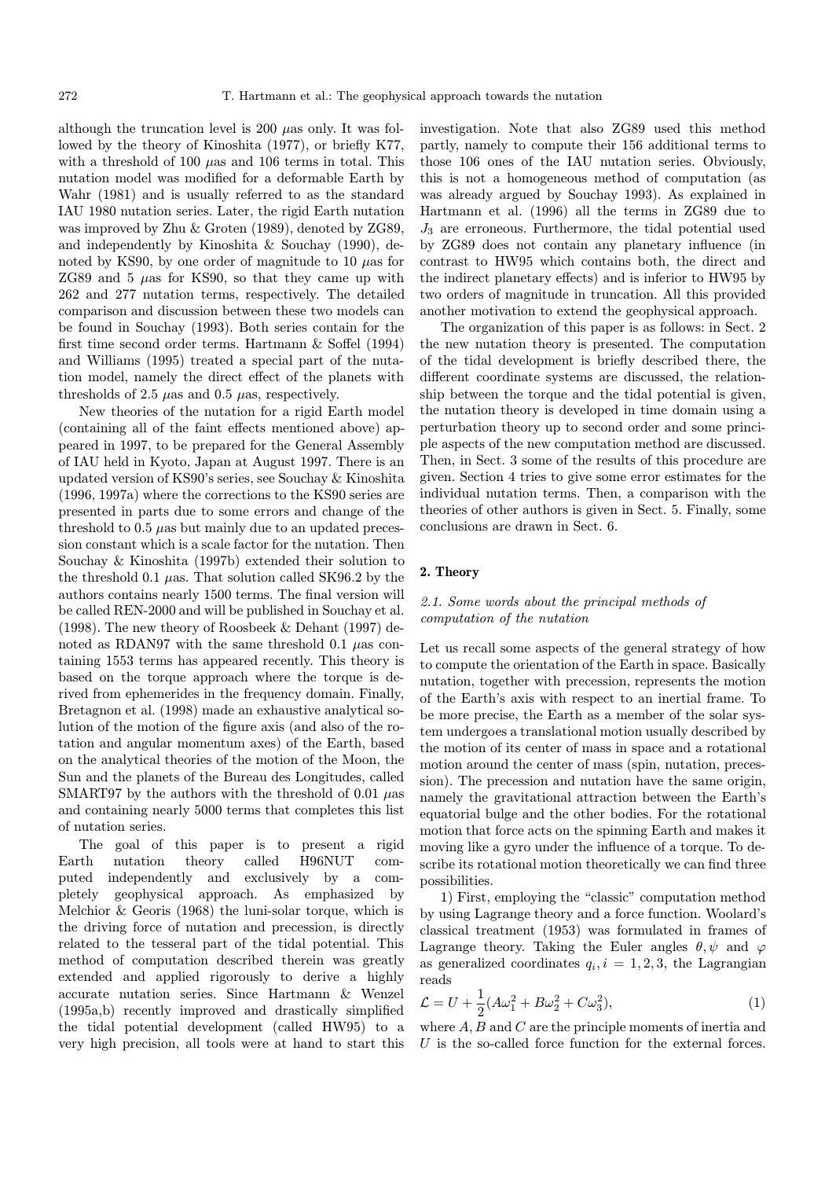although the truncation level is 200 $\mu$as only. It was followed by the theory of Kinoshita (1977), or briefly K77, with a threshold of 100 $\mu$as and 106 terms in total. This nutation model was modified for a deformable Earth by Wahr (1981) and is usually referred to as the standard IAU 1980 nutation series. Later, the rigid Earth nutation was improved by Zhu & Groten (1989), denoted by ZG89, and independently by Kinoshita & Souchay (1990), denoted by KS90, by one order of magnitude to 10 $\mu$as for ZG89 and 5 $\mu$as for KS90, so that they came up with 262 and 277 nutation terms, respectively. The detailed comparison and discussion between these two models can be found in Souchay (1993). Both series contain for the first time second order terms. Hartmann & Soffel (1994) and Williams (1995) treated a special part of the nutation model, namely the direct effect of the planets with thresholds of 2.5 $\mu$as and 0.5 $\mu$as, respectively.

New theories of the nutation for a rigid Earth model (containing all of the faint effects mentioned above) appeared in 1997, to be prepared for the General Assembly of IAU held in Kyoto, Japan at August 1997. There is an updated version of KS90's series, see Souchay & Kinoshita (1996, 1997a) where the corrections to the KS90 series are presented in parts due to some errors and change of the threshold to 0.5 $\mu$as but mainly due to an updated precession constant which is a scale factor for the nutation. Then Souchay & Kinoshita (1997b) extended their solution to the threshold 0.1 $\mu$as. That solution called SK96.2 by the authors contains nearly 1500 terms. The final version will be called REN-2000 and will be published in Souchay et al. (1998). The new theory of Roosbeek & Dehant (1997) denoted as RDAN97 with the same threshold 0.1 $\mu$as containing 1553 terms has appeared recently. This theory is based on the torque approach where the torque is derived from ephemerides in the frequency domain. Finally, Bretagnon et al. (1998) made an exhaustive analytical solution of the motion of the figure axis (and also of the rotation and angular momentum axes) of the Earth, based on the analytical theories of the motion of the Moon, the Sun and the planets of the Bureau des Longitudes, called SMART97 by the authors with the threshold of 0.01 $\mu$as and containing nearly 5000 terms that completes this list of nutation series.

The goal of this paper is to present a rigid Earth nutation theory called H96NUT computed independently and exclusively by a completely geophysical approach. As emphasized by Melchior & Georis (1968) the luni-solar torque, which is the driving force of nutation and precession, is directly related to the tesseral part of the tidal potential. This method of computation described therein was greatly extended and applied rigorously to derive a highly accurate nutation series. Since Hartmann & Wenzel (1995a,b) recently improved and drastically simplified the tidal potential development (called HW95) to a very high precision, all tools were at hand to start this investigation. Note that also ZG89 used this method partly, namely to compute their 156 additional terms to those 106 ones of the IAU nutation series. Obviously, this is not a homogeneous method of computation (as was already argued by Souchay 1993). As explained in Hartmann et al. (1996) all the terms in ZG89 due to $J_3$ are erroneous. Furthermore, the tidal potential used by ZG89 does not contain any planetary influence (in contrast to HW95 which contains both, the direct and the indirect planetary effects) and is inferior to HW95 by two orders of magnitude in truncation. All this provided another motivation to extend the geophysical approach.

The organization of this paper is as follows: in Sect. 2 the new nutation theory is presented. The computation of the tidal development is briefly described there, the different coordinate systems are discussed, the relationship between the torque and the tidal potential is given, the nutation theory is developed in time domain using a perturbation theory up to second order and some principle aspects of the new computation method are discussed. Then, in Sect. 3 some of the results of this procedure are given. Section 4 tries to give some error estimates for the individual nutation terms. Then, a comparison with the theories of other authors is given in Sect. 5. Finally, some conclusions are drawn in Sect. 6.

## 2. Theory

### 2.1. Some words about the principal methods of computation of the nutation

Let us recall some aspects of the general strategy of how to compute the orientation of the Earth in space. Basically nutation, together with precession, represents the motion of the Earth's axis with respect to an inertial frame. To be more precise, the Earth as a member of the solar system undergoes a translational motion usually described by the motion of its center of mass in space and a rotational motion around the center of mass (spin, nutation, precession). The precession and nutation have the same origin, namely the gravitational attraction between the Earth's equatorial bulge and the other bodies. For the rotational motion that force acts on the spinning Earth and makes it moving like a gyro under the influence of a torque. To describe its rotational motion theoretically we can find three possibilities.

1) First, employing the "classic" computation method by using Lagrange theory and a force function. Woolard's classical treatment (1953) was formulated in frames of Lagrange theory. Taking the Euler angles $\theta, \psi$ and $\varphi$ as generalized coordinates $q_i, i = 1, 2, 3$, the Lagrangian reads

$$\mathcal{L} = U + \frac{1}{2}(A\omega_1^2 + B\omega_2^2 + C\omega_3^2), \tag{1}$$

where $A, B$ and $C$ are the principle moments of inertia and $U$ is the so-called force function for the external forces.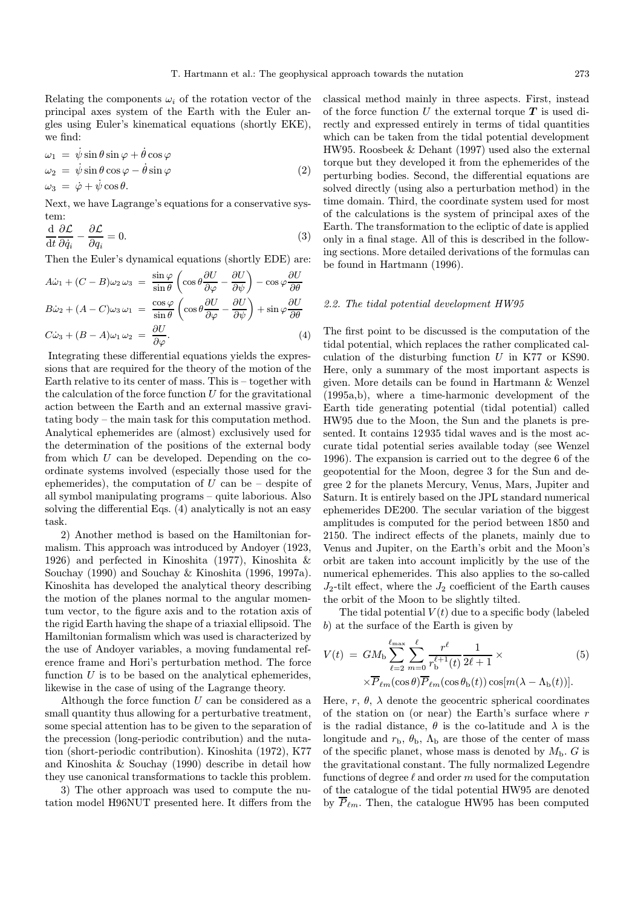Relating the components $\omega_i$ of the rotation vector of the principal axes system of the Earth with the Euler angles using Euler's kinematical equations (shortly EKE), we find:

$$
\begin{aligned}
\omega_1 &= \dot{\psi}\sin\theta\sin\varphi + \dot{\theta}\cos\varphi \\
\omega_2 &= \dot{\psi}\sin\theta\cos\varphi - \dot{\theta}\sin\varphi \\
\omega_3 &= \dot{\varphi} + \dot{\psi}\cos\theta.
\end{aligned}
\tag{2}
$$

Next, we have Lagrange's equations for a conservative system:

$$
\frac{\mathrm{d}}{\mathrm{d}t}\frac{\partial \mathcal{L}}{\partial \dot{q}_i} - \frac{\partial \mathcal{L}}{\partial q_i} = 0. \tag{3}
$$

Then the Euler's dynamical equations (shortly EDE) are:

$$
\begin{aligned}
A\dot{\omega}_1 + (C-B)\omega_2\,\omega_3 &= \frac{\sin\varphi}{\sin\theta}\left(\cos\theta\frac{\partial U}{\partial \varphi} - \frac{\partial U}{\partial \psi}\right) - \cos\varphi\frac{\partial U}{\partial \theta} \\
B\dot{\omega}_2 + (A-C)\omega_3\,\omega_1 &= \frac{\cos\varphi}{\sin\theta}\left(\cos\theta\frac{\partial U}{\partial \varphi} - \frac{\partial U}{\partial \psi}\right) + \sin\varphi\frac{\partial U}{\partial \theta} \\
C\dot{\omega}_3 + (B-A)\omega_1\,\omega_2 &= \frac{\partial U}{\partial \varphi}.
\end{aligned}
\tag{4}
$$

Integrating these differential equations yields the expressions that are required for the theory of the motion of the Earth relative to its center of mass. This is – together with the calculation of the force function $U$ for the gravitational action between the Earth and an external massive gravitating body – the main task for this computation method. Analytical ephemerides are (almost) exclusively used for the determination of the positions of the external body from which $U$ can be developed. Depending on the coordinate systems involved (especially those used for the ephemerides), the computation of $U$ can be – despite of all symbol manipulating programs – quite laborious. Also solving the differential Eqs. (4) analytically is not an easy task.

2) Another method is based on the Hamiltonian formalism. This approach was introduced by Andoyer (1923, 1926) and perfected in Kinoshita (1977), Kinoshita & Souchay (1990) and Souchay & Kinoshita (1996, 1997a). Kinoshita has developed the analytical theory describing the motion of the planes normal to the angular momentum vector, to the figure axis and to the rotation axis of the rigid Earth having the shape of a triaxial ellipsoid. The Hamiltonian formalism which was used is characterized by the use of Andoyer variables, a moving fundamental reference frame and Hori's perturbation method. The force function $U$ is to be based on the analytical ephemerides, likewise in the case of using of the Lagrange theory.

Although the force function $U$ can be considered as a small quantity thus allowing for a perturbative treatment, some special attention has to be given to the separation of the precession (long-periodic contribution) and the nutation (short-periodic contribution). Kinoshita (1972), K77 and Kinoshita & Souchay (1990) describe in detail how they use canonical transformations to tackle this problem.

3) The other approach was used to compute the nutation model H96NUT presented here. It differs from the classical method mainly in three aspects. First, instead of the force function $U$ the external torque $\boldsymbol{T}$ is used directly and expressed entirely in terms of tidal quantities which can be taken from the tidal potential development HW95. Roosbeek & Dehant (1997) used also the external torque but they developed it from the ephemerides of the perturbing bodies. Second, the differential equations are solved directly (using also a perturbation method) in the time domain. Third, the coordinate system used for most of the calculations is the system of principal axes of the Earth. The transformation to the ecliptic of date is applied only in a final stage. All of this is described in the following sections. More detailed derivations of the formulas can be found in Hartmann (1996).

### *2.2. The tidal potential development HW95*

The first point to be discussed is the computation of the tidal potential, which replaces the rather complicated calculation of the disturbing function $U$ in K77 or KS90. Here, only a summary of the most important aspects is given. More details can be found in Hartmann & Wenzel (1995a,b), where a time-harmonic development of the Earth tide generating potential (tidal potential) called HW95 due to the Moon, the Sun and the planets is presented. It contains 12 935 tidal waves and is the most accurate tidal potential series available today (see Wenzel 1996). The expansion is carried out to the degree 6 of the geopotential for the Moon, degree 3 for the Sun and degree 2 for the planets Mercury, Venus, Mars, Jupiter and Saturn. It is entirely based on the JPL standard numerical ephemerides DE200. The secular variation of the biggest amplitudes is computed for the period between 1850 and 2150. The indirect effects of the planets, mainly due to Venus and Jupiter, on the Earth's orbit and the Moon's orbit are taken into account implicitly by the use of the numerical ephemerides. This also applies to the so-called $J_2$-tilt effect, where the $J_2$ coefficient of the Earth causes the orbit of the Moon to be slightly tilted.

The tidal potential $V(t)$ due to a specific body (labeled $b$) at the surface of the Earth is given by

$$
\begin{aligned}
V(t) \;=\; & GM_{\mathrm{b}} \sum_{\ell=2}^{\ell_{\max}} \sum_{m=0}^{\ell} \frac{r^{\ell}}{r_{\mathrm{b}}^{\ell+1}(t)} \frac{1}{2\ell+1} \times \\
& \times \overline{P}_{\ell m}(\cos\theta)\overline{P}_{\ell m}(\cos\theta_{\mathrm{b}}(t))\cos[m(\lambda - \Lambda_{\mathrm{b}}(t))].
\end{aligned}
\tag{5}
$$

Here, $r$, $\theta$, $\lambda$ denote the geocentric spherical coordinates of the station on (or near) the Earth's surface where $r$ is the radial distance, $\theta$ is the co-latitude and $\lambda$ is the longitude and $r_{\mathrm{b}}$, $\theta_{\mathrm{b}}$, $\Lambda_{\mathrm{b}}$ are those of the center of mass of the specific planet, whose mass is denoted by $M_{\mathrm{b}}$. $G$ is the gravitational constant. The fully normalized Legendre functions of degree $\ell$ and order $m$ used for the computation of the catalogue of the tidal potential HW95 are denoted by $\overline{P}_{\ell m}$. Then, the catalogue HW95 has been computed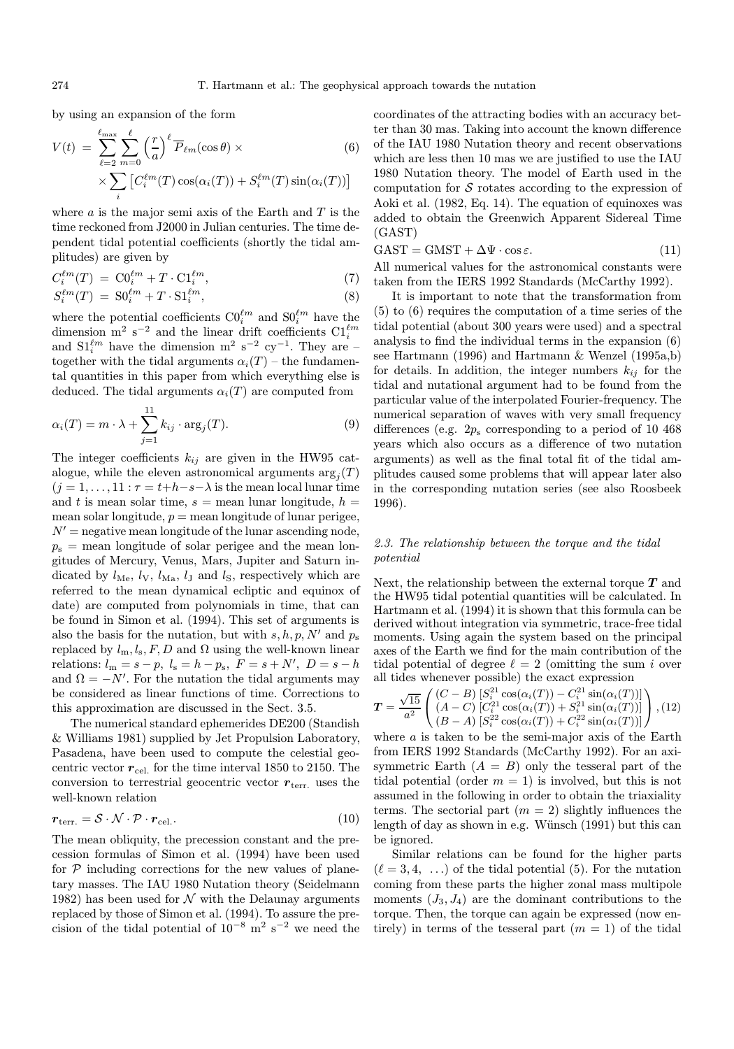by using an expansion of the form

$$V(t) = \sum_{\ell=2}^{\ell_{\max}} \sum_{m=0}^{\ell} \left(\frac{r}{a}\right)^{\ell} \overline{P}_{\ell m}(\cos\theta) \times \tag{6}$$
$$\times \sum_i \left[C_i^{\ell m}(T)\cos(\alpha_i(T)) + S_i^{\ell m}(T)\sin(\alpha_i(T))\right]$$

where $a$ is the major semi axis of the Earth and $T$ is the time reckoned from J2000 in Julian centuries. The time dependent tidal potential coefficients (shortly the tidal amplitudes) are given by

$$C_i^{\ell m}(T) = \mathrm{C0}_i^{\ell m} + T \cdot \mathrm{C1}_i^{\ell m}, \tag{7}$$

$$S_i^{\ell m}(T) = \mathrm{S0}_i^{\ell m} + T \cdot \mathrm{S1}_i^{\ell m}, \tag{8}$$

where the potential coefficients $\mathrm{C0}_i^{\ell m}$ and $\mathrm{S0}_i^{\ell m}$ have the dimension $\mathrm{m}^2\ \mathrm{s}^{-2}$ and the linear drift coefficients $\mathrm{C1}_i^{\ell m}$ and $\mathrm{S1}_i^{\ell m}$ have the dimension $\mathrm{m}^2\ \mathrm{s}^{-2}\ \mathrm{cy}^{-1}$. They are – together with the tidal arguments $\alpha_i(T)$ – the fundamental quantities in this paper from which everything else is deduced. The tidal arguments $\alpha_i(T)$ are computed from

$$\alpha_i(T) = m \cdot \lambda + \sum_{j=1}^{11} k_{ij} \cdot \arg_j(T). \tag{9}$$

The integer coefficients $k_{ij}$ are given in the HW95 catalogue, while the eleven astronomical arguments $\arg_j(T)$ ($j = 1, \ldots, 11 : \tau = t{+}h{-}s{-}\lambda$ is the mean local lunar time and $t$ is mean solar time, $s$ = mean lunar longitude, $h$ = mean solar longitude, $p$ = mean longitude of lunar perigee, $N'$ = negative mean longitude of the lunar ascending node, $p_{\mathrm{s}}$ = mean longitude of solar perigee and the mean longitudes of Mercury, Venus, Mars, Jupiter and Saturn indicated by $l_{\mathrm{Me}}$, $l_{\mathrm{V}}$, $l_{\mathrm{Ma}}$, $l_{\mathrm{J}}$ and $l_{\mathrm{S}}$, respectively which are referred to the mean dynamical ecliptic and equinox of date) are computed from polynomials in time, that can be found in Simon et al. (1994). This set of arguments is also the basis for the nutation, but with $s, h, p, N'$ and $p_{\mathrm{s}}$ replaced by $l_{\mathrm{m}}, l_{\mathrm{s}}, F, D$ and $\Omega$ using the well-known linear relations: $l_{\mathrm{m}} = s - p$, $l_{\mathrm{s}} = h - p_{\mathrm{s}}$, $F = s + N'$, $D = s - h$ and $\Omega = -N'$. For the nutation the tidal arguments may be considered as linear functions of time. Corrections to this approximation are discussed in the Sect. 3.5.

The numerical standard ephemerides DE200 (Standish & Williams 1981) supplied by Jet Propulsion Laboratory, Pasadena, have been used to compute the celestial geocentric vector $\boldsymbol{r}_{\mathrm{cel.}}$ for the time interval 1850 to 2150. The conversion to terrestrial geocentric vector $\boldsymbol{r}_{\mathrm{terr.}}$ uses the well-known relation

$$\boldsymbol{r}_{\mathrm{terr.}} = \mathcal{S} \cdot \mathcal{N} \cdot \mathcal{P} \cdot \boldsymbol{r}_{\mathrm{cel.}}. \tag{10}$$

The mean obliquity, the precession constant and the precession formulas of Simon et al. (1994) have been used for $\mathcal{P}$ including corrections for the new values of planetary masses. The IAU 1980 Nutation theory (Seidelmann 1982) has been used for $\mathcal{N}$ with the Delaunay arguments replaced by those of Simon et al. (1994). To assure the precision of the tidal potential of $10^{-8}\ \mathrm{m}^2\ \mathrm{s}^{-2}$ we need the coordinates of the attracting bodies with an accuracy better than 30 mas. Taking into account the known difference of the IAU 1980 Nutation theory and recent observations which are less then 10 mas we are justified to use the IAU 1980 Nutation theory. The model of Earth used in the computation for $\mathcal{S}$ rotates according to the expression of Aoki et al. (1982, Eq. 14). The equation of equinoxes was added to obtain the Greenwich Apparent Sidereal Time (GAST)

$$\mathrm{GAST} = \mathrm{GMST} + \Delta\Psi \cdot \cos\varepsilon. \tag{11}$$

All numerical values for the astronomical constants were taken from the IERS 1992 Standards (McCarthy 1992).

It is important to note that the transformation from (5) to (6) requires the computation of a time series of the tidal potential (about 300 years were used) and a spectral analysis to find the individual terms in the expansion (6) see Hartmann (1996) and Hartmann & Wenzel (1995a,b) for details. In addition, the integer numbers $k_{ij}$ for the tidal and nutational argument had to be found from the particular value of the interpolated Fourier-frequency. The numerical separation of waves with very small frequency differences (e.g. $2p_{\mathrm{s}}$ corresponding to a period of 10 468 years which also occurs as a difference of two nutation arguments) as well as the final total fit of the tidal amplitudes caused some problems that will appear later also in the corresponding nutation series (see also Roosbeek 1996).

### *2.3. The relationship between the torque and the tidal potential*

Next, the relationship between the external torque $\boldsymbol{T}$ and the HW95 tidal potential quantities will be calculated. In Hartmann et al. (1994) it is shown that this formula can be derived without integration via symmetric, trace-free tidal moments. Using again the system based on the principal axes of the Earth we find for the main contribution of the tidal potential of degree $\ell = 2$ (omitting the sum $i$ over all tides whenever possible) the exact expression

$$\boldsymbol{T} = \frac{\sqrt{15}}{a^2} \begin{pmatrix} (C-B)\left[S_i^{21}\cos(\alpha_i(T)) - C_i^{21}\sin(\alpha_i(T))\right] \\ (A-C)\left[C_i^{21}\cos(\alpha_i(T)) + S_i^{21}\sin(\alpha_i(T))\right] \\ (B-A)\left[S_i^{22}\cos(\alpha_i(T)) + C_i^{22}\sin(\alpha_i(T))\right] \end{pmatrix}, \tag{12}$$

where $a$ is taken to be the semi-major axis of the Earth from IERS 1992 Standards (McCarthy 1992). For an axisymmetric Earth ($A = B$) only the tesseral part of the tidal potential (order $m = 1$) is involved, but this is not assumed in the following in order to obtain the triaxiality terms. The sectorial part ($m = 2$) slightly influences the length of day as shown in e.g. Wünsch (1991) but this can be ignored.

Similar relations can be found for the higher parts ($\ell = 3, 4, \ \ldots$) of the tidal potential (5). For the nutation coming from these parts the higher zonal mass multipole moments ($J_3, J_4$) are the dominant contributions to the torque. Then, the torque can again be expressed (now entirely) in terms of the tesseral part ($m = 1$) of the tidal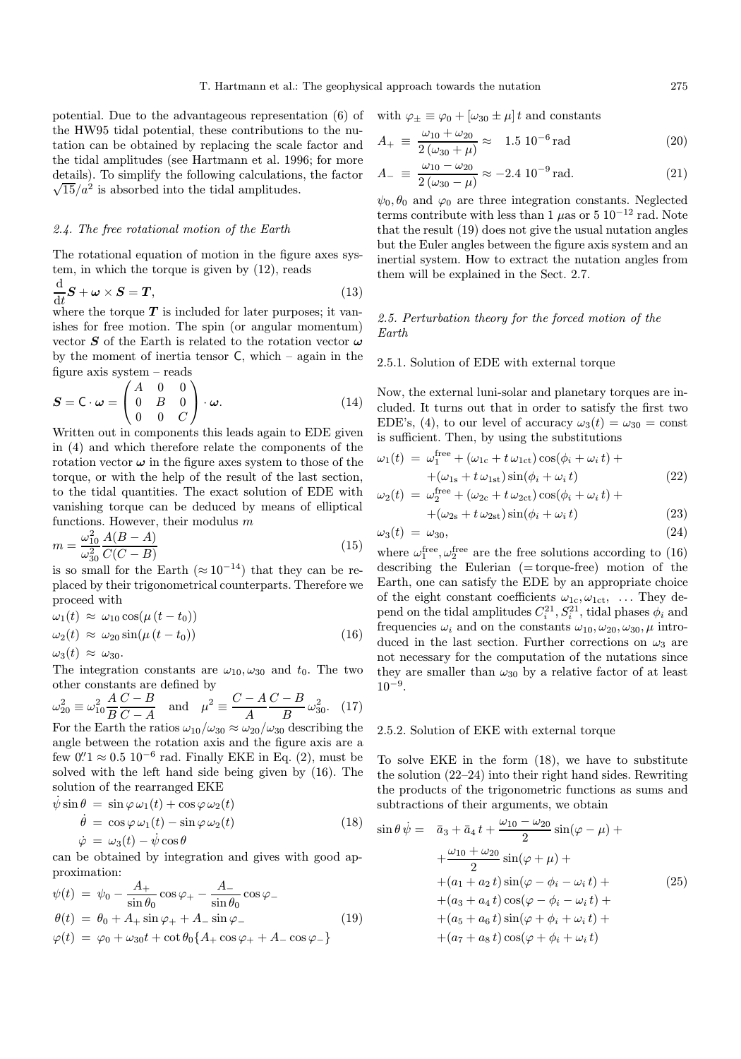potential. Due to the advantageous representation (6) of the HW95 tidal potential, these contributions to the nutation can be obtained by replacing the scale factor and the tidal amplitudes (see Hartmann et al. 1996; for more details). To simplify the following calculations, the factor $\sqrt{15}/a^2$ is absorbed into the tidal amplitudes.

### 2.4. The free rotational motion of the Earth

The rotational equation of motion in the figure axes system, in which the torque is given by (12), reads

$$\frac{\mathrm{d}}{\mathrm{d}t}\boldsymbol{S} + \boldsymbol{\omega} \times \boldsymbol{S} = \boldsymbol{T}, \tag{13}$$

where the torque $\boldsymbol{T}$ is included for later purposes; it vanishes for free motion. The spin (or angular momentum) vector $\boldsymbol{S}$ of the Earth is related to the rotation vector $\boldsymbol{\omega}$ by the moment of inertia tensor $\mathsf{C}$, which – again in the figure axis system – reads

$$\boldsymbol{S} = \mathsf{C} \cdot \boldsymbol{\omega} = \begin{pmatrix} A & 0 & 0 \\ 0 & B & 0 \\ 0 & 0 & C \end{pmatrix} \cdot \boldsymbol{\omega}. \tag{14}$$

Written out in components this leads again to EDE given in (4) and which therefore relate the components of the rotation vector $\boldsymbol{\omega}$ in the figure axes system to those of the torque, or with the help of the result of the last section, to the tidal quantities. The exact solution of EDE with vanishing torque can be deduced by means of elliptical functions. However, their modulus $m$

$$m = \frac{\omega_{10}^2}{\omega_{30}^2} \frac{A(B-A)}{C(C-B)} \tag{15}$$

is so small for the Earth ($\approx 10^{-14}$) that they can be replaced by their trigonometrical counterparts. Therefore we proceed with

$$\begin{aligned}
\omega_1(t) &\approx \omega_{10} \cos(\mu\,(t - t_0)) \\
\omega_2(t) &\approx \omega_{20} \sin(\mu\,(t - t_0)) \\
\omega_3(t) &\approx \omega_{30}.
\end{aligned} \tag{16}$$

The integration constants are $\omega_{10}, \omega_{30}$ and $t_0$. The two other constants are defined by

$$\omega_{20}^2 \equiv \omega_{10}^2 \frac{A}{B} \frac{C-B}{C-A} \quad \text{and} \quad \mu^2 \equiv \frac{C-A}{A} \frac{C-B}{B}\, \omega_{30}^2. \tag{17}$$

For the Earth the ratios $\omega_{10}/\omega_{30} \approx \omega_{20}/\omega_{30}$ describing the angle between the rotation axis and the figure axis are a few $0.''1 \approx 0.5\ 10^{-6}$ rad. Finally EKE in Eq. (2), must be solved with the left hand side being given by (16). The solution of the rearranged EKE

$$\begin{aligned}
\dot{\psi} \sin\theta &= \sin\varphi\, \omega_1(t) + \cos\varphi\, \omega_2(t) \\
\dot{\theta} &= \cos\varphi\, \omega_1(t) - \sin\varphi\, \omega_2(t) \\
\dot{\varphi} &= \omega_3(t) - \dot{\psi} \cos\theta
\end{aligned} \tag{18}$$

can be obtained by integration and gives with good approximation:

$$\begin{aligned}
\psi(t) &= \psi_0 - \frac{A_+}{\sin\theta_0} \cos\varphi_+ - \frac{A_-}{\sin\theta_0} \cos\varphi_- \\
\theta(t) &= \theta_0 + A_+ \sin\varphi_+ + A_- \sin\varphi_- \\
\varphi(t) &= \varphi_0 + \omega_{30} t + \cot\theta_0 \{A_+ \cos\varphi_+ + A_- \cos\varphi_-\}
\end{aligned} \tag{19}$$

with $\varphi_\pm \equiv \varphi_0 + [\omega_{30} \pm \mu]\, t$ and constants

$$A_+ \equiv \frac{\omega_{10} + \omega_{20}}{2\,(\omega_{30} + \mu)} \approx \quad 1.5\ 10^{-6}\,\text{rad} \tag{20}$$

$$A_- \equiv \frac{\omega_{10} - \omega_{20}}{2\,(\omega_{30} - \mu)} \approx -2.4\ 10^{-9}\,\text{rad}. \tag{21}$$

$\psi_0, \theta_0$ and $\varphi_0$ are three integration constants. Neglected terms contribute with less than 1 $\mu$as or $5\ 10^{-12}$ rad. Note that the result (19) does not give the usual nutation angles but the Euler angles between the figure axis system and an inertial system. How to extract the nutation angles from them will be explained in the Sect. 2.7.

### 2.5. Perturbation theory for the forced motion of the Earth

#### 2.5.1. Solution of EDE with external torque

Now, the external luni-solar and planetary torques are included. It turns out that in order to satisfy the first two EDE's, (4), to our level of accuracy $\omega_3(t) = \omega_{30} = \text{const}$ is sufficient. Then, by using the substitutions

$$\begin{aligned}
\omega_1(t) &= \omega_1^{\text{free}} + (\omega_{1\text{c}} + t\,\omega_{1\text{ct}}) \cos(\phi_i + \omega_i\, t) + \\
&\quad + (\omega_{1\text{s}} + t\,\omega_{1\text{st}}) \sin(\phi_i + \omega_i\, t)
\end{aligned} \tag{22}$$

$$\begin{aligned}
\omega_2(t) &= \omega_2^{\text{free}} + (\omega_{2\text{c}} + t\,\omega_{2\text{ct}}) \cos(\phi_i + \omega_i\, t) + \\
&\quad + (\omega_{2\text{s}} + t\,\omega_{2\text{st}}) \sin(\phi_i + \omega_i\, t)
\end{aligned} \tag{23}$$

$$\omega_3(t) = \omega_{30}, \tag{24}$$

where $\omega_1^{\text{free}}, \omega_2^{\text{free}}$ are the free solutions according to (16) describing the Eulerian (= torque-free) motion of the Earth, one can satisfy the EDE by an appropriate choice of the eight constant coefficients $\omega_{1\text{c}}, \omega_{1\text{ct}}, \ \ldots$ They depend on the tidal amplitudes $C_i^{21}, S_i^{21}$, tidal phases $\phi_i$ and frequencies $\omega_i$ and on the constants $\omega_{10}, \omega_{20}, \omega_{30}, \mu$ introduced in the last section. Further corrections on $\omega_3$ are not necessary for the computation of the nutations since they are smaller than $\omega_{30}$ by a relative factor of at least $10^{-9}$.

#### 2.5.2. Solution of EKE with external torque

To solve EKE in the form (18), we have to substitute the solution (22–24) into their right hand sides. Rewriting the products of the trigonometric functions as sums and subtractions of their arguments, we obtain

$$\begin{aligned}
\sin\theta\, \dot{\psi} = \quad & \bar{a}_3 + \bar{a}_4\, t + \frac{\omega_{10} - \omega_{20}}{2} \sin(\varphi - \mu) + \\
& + \frac{\omega_{10} + \omega_{20}}{2} \sin(\varphi + \mu) + \\
& + (a_1 + a_2\, t) \sin(\varphi - \phi_i - \omega_i\, t) + \\
& + (a_3 + a_4\, t) \cos(\varphi - \phi_i - \omega_i\, t) + \\
& + (a_5 + a_6\, t) \sin(\varphi + \phi_i + \omega_i\, t) + \\
& + (a_7 + a_8\, t) \cos(\varphi + \phi_i + \omega_i\, t)
\end{aligned} \tag{25}$$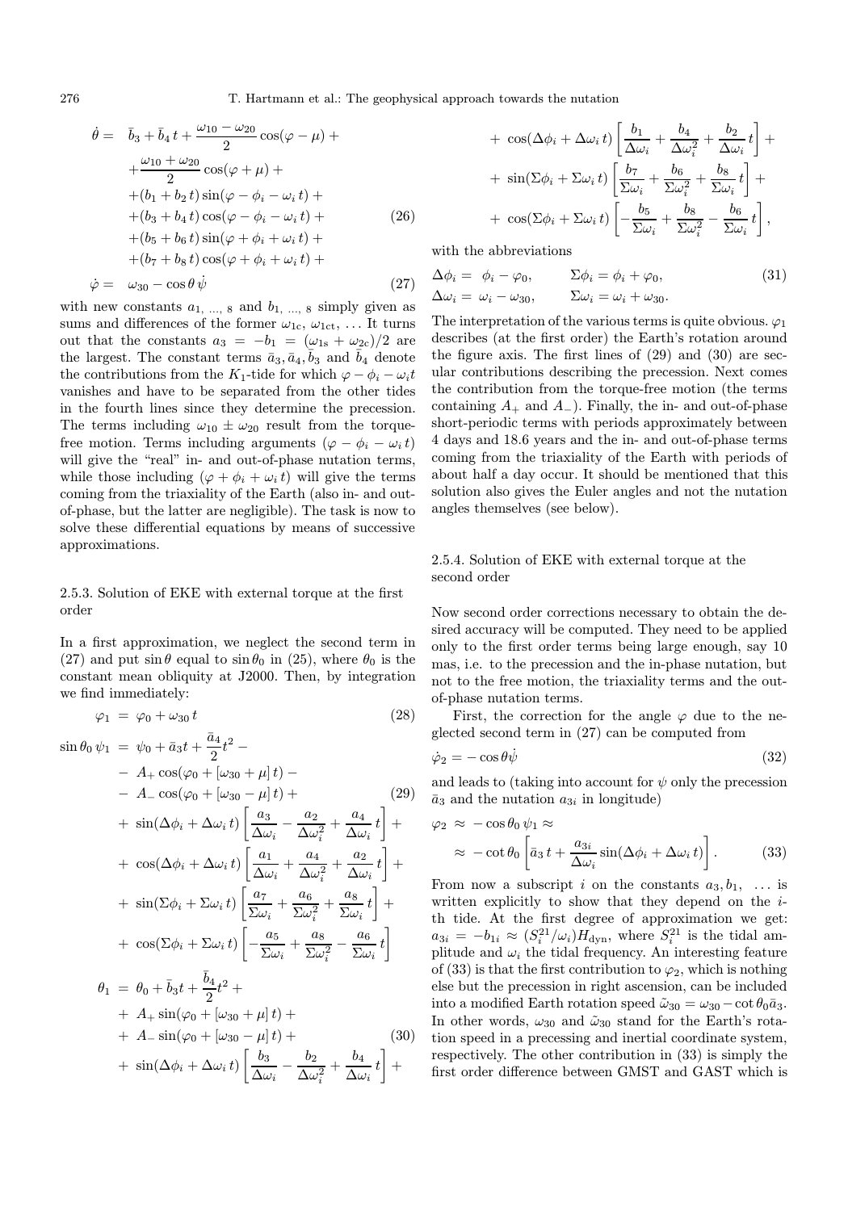$$
\begin{aligned}
\dot{\theta} = \;& \bar{b}_3 + \bar{b}_4\, t + \frac{\omega_{10} - \omega_{20}}{2} \cos(\varphi - \mu) + \\
& + \frac{\omega_{10} + \omega_{20}}{2} \cos(\varphi + \mu) + \\
& + (b_1 + b_2\, t) \sin(\varphi - \phi_i - \omega_i\, t) + \\
& + (b_3 + b_4\, t) \cos(\varphi - \phi_i - \omega_i\, t) + \\
& + (b_5 + b_6\, t) \sin(\varphi + \phi_i + \omega_i\, t) + \\
& + (b_7 + b_8\, t) \cos(\varphi + \phi_i + \omega_i\, t) +
\end{aligned}
\tag{26}
$$

$$
\dot{\varphi} = \;\omega_{30} - \cos\theta\, \dot{\psi} \tag{27}
$$

with new constants $a_{1,\,\ldots,\,8}$ and $b_{1,\,\ldots,\,8}$ simply given as sums and differences of the former $\omega_{1c}$, $\omega_{1ct}$, … It turns out that the constants $a_3 = -b_1 = (\omega_{1s} + \omega_{2c})/2$ are the largest. The constant terms $\bar{a}_3, \bar{a}_4, \bar{b}_3$ and $\bar{b}_4$ denote the contributions from the $K_1$-tide for which $\varphi - \phi_i - \omega_i t$ vanishes and have to be separated from the other tides in the fourth lines since they determine the precession. The terms including $\omega_{10} \pm \omega_{20}$ result from the torque-free motion. Terms including arguments $(\varphi - \phi_i - \omega_i\, t)$ will give the "real" in- and out-of-phase nutation terms, while those including $(\varphi + \phi_i + \omega_i\, t)$ will give the terms coming from the triaxiality of the Earth (also in- and out-of-phase, but the latter are negligible). The task is now to solve these differential equations by means of successive approximations.

### 2.5.3. Solution of EKE with external torque at the first order

In a first approximation, we neglect the second term in (27) and put $\sin\theta$ equal to $\sin\theta_0$ in (25), where $\theta_0$ is the constant mean obliquity at J2000. Then, by integration we find immediately:

$$
\varphi_1 = \varphi_0 + \omega_{30}\, t \tag{28}
$$

$$
\begin{aligned}
\sin\theta_0\, \psi_1 = \;& \psi_0 + \bar{a}_3 t + \frac{\bar{a}_4}{2} t^2 - \\
& - A_+ \cos(\varphi_0 + [\omega_{30} + \mu]\, t) - \\
& - A_- \cos(\varphi_0 + [\omega_{30} - \mu]\, t) + \\
& + \sin(\Delta\phi_i + \Delta\omega_i\, t) \left[ \frac{a_3}{\Delta\omega_i} - \frac{a_2}{\Delta\omega_i^2} + \frac{a_4}{\Delta\omega_i}\, t \right] + \\
& + \cos(\Delta\phi_i + \Delta\omega_i\, t) \left[ \frac{a_1}{\Delta\omega_i} + \frac{a_4}{\Delta\omega_i^2} + \frac{a_2}{\Delta\omega_i}\, t \right] + \\
& + \sin(\Sigma\phi_i + \Sigma\omega_i\, t) \left[ \frac{a_7}{\Sigma\omega_i} + \frac{a_6}{\Sigma\omega_i^2} + \frac{a_8}{\Sigma\omega_i}\, t \right] + \\
& + \cos(\Sigma\phi_i + \Sigma\omega_i\, t) \left[ -\frac{a_5}{\Sigma\omega_i} + \frac{a_8}{\Sigma\omega_i^2} - \frac{a_6}{\Sigma\omega_i}\, t \right]
\end{aligned}
\tag{29}
$$

$$
\begin{aligned}
\theta_1 = \;& \theta_0 + \bar{b}_3 t + \frac{\bar{b}_4}{2} t^2 + \\
& + A_+ \sin(\varphi_0 + [\omega_{30} + \mu]\, t) + \\
& + A_- \sin(\varphi_0 + [\omega_{30} - \mu]\, t) + \\
& + \sin(\Delta\phi_i + \Delta\omega_i\, t) \left[ \frac{b_3}{\Delta\omega_i} - \frac{b_2}{\Delta\omega_i^2} + \frac{b_4}{\Delta\omega_i}\, t \right] + \\
& + \cos(\Delta\phi_i + \Delta\omega_i\, t) \left[ \frac{b_1}{\Delta\omega_i} + \frac{b_4}{\Delta\omega_i^2} + \frac{b_2}{\Delta\omega_i}\, t \right] + \\
& + \sin(\Sigma\phi_i + \Sigma\omega_i\, t) \left[ \frac{b_7}{\Sigma\omega_i} + \frac{b_6}{\Sigma\omega_i^2} + \frac{b_8}{\Sigma\omega_i}\, t \right] + \\
& + \cos(\Sigma\phi_i + \Sigma\omega_i\, t) \left[ -\frac{b_5}{\Sigma\omega_i} + \frac{b_8}{\Sigma\omega_i^2} - \frac{b_6}{\Sigma\omega_i}\, t \right],
\end{aligned}
\tag{30}
$$

with the abbreviations

$$
\begin{aligned}
\Delta\phi_i &= \phi_i - \varphi_0, & \Sigma\phi_i &= \phi_i + \varphi_0, \\
\Delta\omega_i &= \omega_i - \omega_{30}, & \Sigma\omega_i &= \omega_i + \omega_{30}.
\end{aligned}
\tag{31}
$$

The interpretation of the various terms is quite obvious. $\varphi_1$ describes (at the first order) the Earth's rotation around the figure axis. The first lines of (29) and (30) are secular contributions describing the precession. Next comes the contribution from the torque-free motion (the terms containing $A_+$ and $A_-$). Finally, the in- and out-of-phase short-periodic terms with periods approximately between 4 days and 18.6 years and the in- and out-of-phase terms coming from the triaxiality of the Earth with periods of about half a day occur. It should be mentioned that this solution also gives the Euler angles and not the nutation angles themselves (see below).

### 2.5.4. Solution of EKE with external torque at the second order

Now second order corrections necessary to obtain the desired accuracy will be computed. They need to be applied only to the first order terms being large enough, say 10 mas, i.e. to the precession and the in-phase nutation, but not to the free motion, the triaxiality terms and the out-of-phase nutation terms.

First, the correction for the angle $\varphi$ due to the neglected second term in (27) can be computed from

$$
\dot{\varphi}_2 = -\cos\theta\dot{\psi} \tag{32}
$$

and leads to (taking into account for $\psi$ only the precession $\bar{a}_3$ and the nutation $a_{3i}$ in longitude)

$$
\begin{aligned}
\varphi_2 \;&\approx\; -\cos\theta_0\, \psi_1 \approx \\
&\approx\; -\cot\theta_0 \left[ \bar{a}_3\, t + \frac{a_{3i}}{\Delta\omega_i} \sin(\Delta\phi_i + \Delta\omega_i\, t) \right].
\end{aligned}
\tag{33}
$$

From now a subscript $i$ on the constants $a_3, b_1, \ldots$ is written explicitly to show that they depend on the $i$-th tide. At the first degree of approximation we get: $a_{3i} = -b_{1i} \approx (S_i^{21}/\omega_i) H_{\rm dyn}$, where $S_i^{21}$ is the tidal amplitude and $\omega_i$ the tidal frequency. An interesting feature of (33) is that the first contribution to $\varphi_2$, which is nothing else but the precession in right ascension, can be included into a modified Earth rotation speed $\tilde{\omega}_{30} = \omega_{30} - \cot\theta_0 \bar{a}_3$. In other words, $\omega_{30}$ and $\tilde{\omega}_{30}$ stand for the Earth's rotation speed in a precessing and inertial coordinate system, respectively. The other contribution in (33) is simply the first order difference between GMST and GAST which is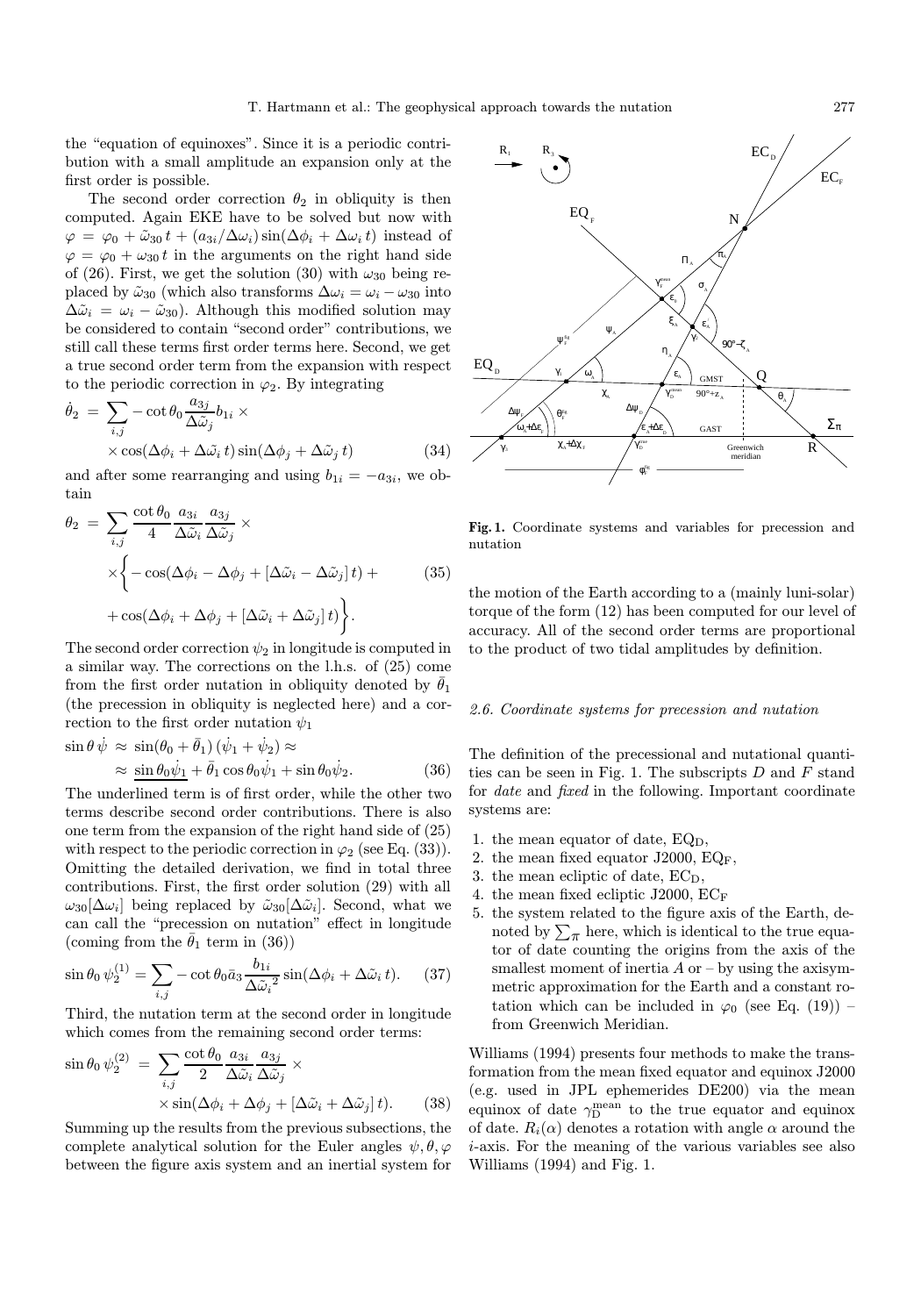the "equation of equinoxes". Since it is a periodic contribution with a small amplitude an expansion only at the first order is possible.

The second order correction $\theta_2$ in obliquity is then computed. Again EKE have to be solved but now with $\varphi = \varphi_0 + \tilde{\omega}_{30}\, t + (a_{3i}/\Delta\omega_i)\sin(\Delta\phi_i + \Delta\omega_i\, t)$ instead of $\varphi = \varphi_0 + \omega_{30}\, t$ in the arguments on the right hand side of (26). First, we get the solution (30) with $\omega_{30}$ being replaced by $\tilde{\omega}_{30}$ (which also transforms $\Delta\omega_i = \omega_i - \omega_{30}$ into $\Delta\tilde{\omega}_i = \omega_i - \tilde{\omega}_{30}$). Although this modified solution may be considered to contain "second order" contributions, we still call these terms first order terms here. Second, we get a true second order term from the expansion with respect to the periodic correction in $\varphi_2$. By integrating

$$\dot{\theta}_2 = \sum_{i,j} -\cot\theta_0 \frac{a_{3j}}{\Delta\tilde{\omega}_j} b_{1i} \times \cos(\Delta\phi_i + \Delta\tilde{\omega}_i\, t)\sin(\Delta\phi_j + \Delta\tilde{\omega}_j\, t) \tag{34}$$

and after some rearranging and using $b_{1i} = -a_{3i}$, we obtain

$$\theta_2 = \sum_{i,j} \frac{\cot\theta_0}{4} \frac{a_{3i}}{\Delta\tilde{\omega}_i} \frac{a_{3j}}{\Delta\tilde{\omega}_j} \times \Big\{ -\cos(\Delta\phi_i - \Delta\phi_j + [\Delta\tilde{\omega}_i - \Delta\tilde{\omega}_j]\, t) + \cos(\Delta\phi_i + \Delta\phi_j + [\Delta\tilde{\omega}_i + \Delta\tilde{\omega}_j]\, t) \Big\}. \tag{35}$$

The second order correction $\psi_2$ in longitude is computed in a similar way. The corrections on the l.h.s. of (25) come from the first order nutation in obliquity denoted by $\bar{\theta}_1$ (the precession in obliquity is neglected here) and a correction to the first order nutation $\psi_1$

$$\sin\theta\,\dot{\psi} \approx \sin(\theta_0 + \bar{\theta}_1)(\dot{\psi}_1 + \dot{\psi}_2) \approx \underline{\sin\theta_0\dot{\psi}_1} + \bar{\theta}_1\cos\theta_0\dot{\psi}_1 + \sin\theta_0\dot{\psi}_2. \tag{36}$$

The underlined term is of first order, while the other two terms describe second order contributions. There is also one term from the expansion of the right hand side of (25) with respect to the periodic correction in $\varphi_2$ (see Eq. (33)). Omitting the detailed derivation, we find in total three contributions. First, the first order solution (29) with all $\omega_{30}[\Delta\omega_i]$ being replaced by $\tilde{\omega}_{30}[\Delta\tilde{\omega}_i]$. Second, what we can call the "precession on nutation" effect in longitude (coming from the $\bar{\theta}_1$ term in (36))

$$\sin\theta_0\,\psi_2^{(1)} = \sum_{i,j} -\cot\theta_0 \bar{a}_3 \frac{b_{1i}}{\Delta\tilde{\omega}_i^{\,2}} \sin(\Delta\phi_i + \Delta\tilde{\omega}_i\, t). \tag{37}$$

Third, the nutation term at the second order in longitude which comes from the remaining second order terms:

$$\sin\theta_0\,\psi_2^{(2)} = \sum_{i,j} \frac{\cot\theta_0}{2} \frac{a_{3i}}{\Delta\tilde{\omega}_i} \frac{a_{3j}}{\Delta\tilde{\omega}_j} \times \sin(\Delta\phi_i + \Delta\phi_j + [\Delta\tilde{\omega}_i + \Delta\tilde{\omega}_j]\, t). \tag{38}$$

Summing up the results from the previous subsections, the complete analytical solution for the Euler angles $\psi, \theta, \varphi$ between the figure axis system and an inertial system for the motion of the Earth according to a (mainly luni-solar) torque of the form (12) has been computed for our level of accuracy. All of the second order terms are proportional to the product of two tidal amplitudes by definition.

**Fig. 1.** Coordinate systems and variables for precession and nutation

### *2.6. Coordinate systems for precession and nutation*

The definition of the precessional and nutational quantities can be seen in Fig. 1. The subscripts $D$ and $F$ stand for *date* and *fixed* in the following. Important coordinate systems are:

1. the mean equator of date, $\mathrm{EQ_D}$,
2. the mean fixed equator J2000, $\mathrm{EQ_F}$,
3. the mean ecliptic of date, $\mathrm{EC_D}$,
4. the mean fixed ecliptic J2000, $\mathrm{EC_F}$
5. the system related to the figure axis of the Earth, denoted by $\sum_\pi$ here, which is identical to the true equator of date counting the origins from the axis of the smallest moment of inertia $A$ or – by using the axisymmetric approximation for the Earth and a constant rotation which can be included in $\varphi_0$ (see Eq. (19)) – from Greenwich Meridian.

Williams (1994) presents four methods to make the transformation from the mean fixed equator and equinox J2000 (e.g. used in JPL ephemerides DE200) via the mean equinox of date $\gamma_\mathrm{D}^{\mathrm{mean}}$ to the true equator and equinox of date. $R_i(\alpha)$ denotes a rotation with angle $\alpha$ around the $i$-axis. For the meaning of the various variables see also Williams (1994) and Fig. 1.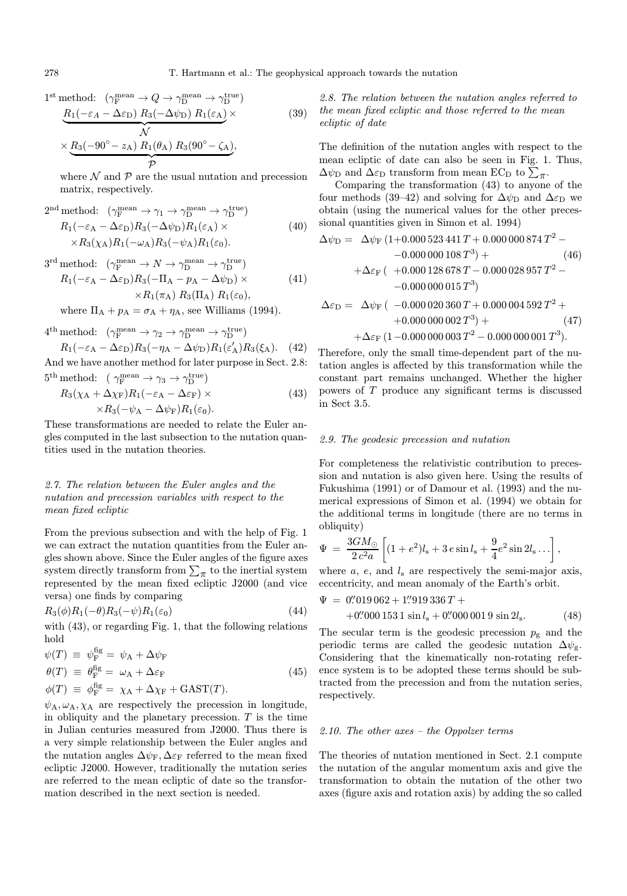1[st] method: $(\gamma_{\rm F}^{\rm mean} \rightarrow Q \rightarrow \gamma_{\rm D}^{\rm mean} \rightarrow \gamma_{\rm D}^{\rm true})$

$$\underbrace{R_1(-\varepsilon_A - \Delta\varepsilon_{\rm D})\, R_3(-\Delta\psi_{\rm D})\, R_1(\varepsilon_{\rm A})}_{\mathcal{N}} \times \tag{39}$$

$$\times \underbrace{R_3(-90^\circ - z_{\rm A})\, R_1(\theta_{\rm A})\, R_3(90^\circ - \zeta_{\rm A})}_{\mathcal{P}},$$

where $\mathcal{N}$ and $\mathcal{P}$ are the usual nutation and precession matrix, respectively.

2[nd] method: $(\gamma_{\rm F}^{\rm mean} \rightarrow \gamma_1 \rightarrow \gamma_{\rm D}^{\rm mean} \rightarrow \gamma_{\rm D}^{\rm true})$

$$R_1(-\varepsilon_{\rm A} - \Delta\varepsilon_{\rm D}) R_3(-\Delta\psi_{\rm D}) R_1(\varepsilon_{\rm A}) \times \tag{40}$$
$$\times R_3(\chi_{\rm A}) R_1(-\omega_{\rm A}) R_3(-\psi_{\rm A}) R_1(\varepsilon_0).$$

3[rd] method: $(\gamma_{\rm F}^{\rm mean} \rightarrow N \rightarrow \gamma_{\rm D}^{\rm mean} \rightarrow \gamma_{\rm D}^{\rm true})$

$$R_1(-\varepsilon_{\rm A} - \Delta\varepsilon_{\rm D}) R_3(-\Pi_{\rm A} - p_{\rm A} - \Delta\psi_{\rm D}) \times \tag{41}$$
$$\times R_1(\pi_{\rm A})\, R_3(\Pi_{\rm A})\, R_1(\varepsilon_0),$$

where $\Pi_{\rm A} + p_{\rm A} = \sigma_{\rm A} + \eta_{\rm A}$, see Williams (1994).

4[th] method: $(\gamma_{\rm F}^{\rm mean} \rightarrow \gamma_2 \rightarrow \gamma_{\rm D}^{\rm mean} \rightarrow \gamma_{\rm D}^{\rm true})$

$$R_1(-\varepsilon_{\rm A} - \Delta\varepsilon_{\rm D}) R_3(-\eta_{\rm A} - \Delta\psi_{\rm D}) R_1(\varepsilon'_{\rm A}) R_3(\xi_{\rm A}). \tag{42}$$

And we have another method for later purpose in Sect. 2.8:

5[th] method: $(\gamma_{\rm F}^{\rm mean} \rightarrow \gamma_3 \rightarrow \gamma_{\rm D}^{\rm true})$

$$R_3(\chi_{\rm A} + \Delta\chi_{\rm F}) R_1(-\varepsilon_{\rm A} - \Delta\varepsilon_{\rm F}) \times \tag{43}$$
$$\times R_3(-\psi_{\rm A} - \Delta\psi_{\rm F}) R_1(\varepsilon_0).$$

These transformations are needed to relate the Euler angles computed in the last subsection to the nutation quantities used in the nutation theories.

### *2.7. The relation between the Euler angles and the nutation and precession variables with respect to the mean fixed ecliptic*

From the previous subsection and with the help of Fig. 1 we can extract the nutation quantities from the Euler angles shown above. Since the Euler angles of the figure axes system directly transform from $\sum_\pi$ to the inertial system represented by the mean fixed ecliptic J2000 (and vice versa) one finds by comparing

$$R_3(\phi) R_1(-\theta) R_3(-\psi) R_1(\varepsilon_0) \tag{44}$$

with (43), or regarding Fig. 1, that the following relations hold

$$\begin{aligned}
\psi(T) &\equiv \psi_{\rm F}^{\rm fig} = \psi_{\rm A} + \Delta\psi_{\rm F} \\
\theta(T) &\equiv \theta_{\rm F}^{\rm fig} = \omega_{\rm A} + \Delta\varepsilon_{\rm F} \\
\phi(T) &\equiv \phi_{\rm F}^{\rm fig} = \chi_{\rm A} + \Delta\chi_{\rm F} + {\rm GAST}(T).
\end{aligned} \tag{45}$$

$\psi_{\rm A}, \omega_{\rm A}, \chi_{\rm A}$ are respectively the precession in longitude, in obliquity and the planetary precession. $T$ is the time in Julian centuries measured from J2000. Thus there is a very simple relationship between the Euler angles and the nutation angles $\Delta\psi_{\rm F}, \Delta\varepsilon_{\rm F}$ referred to the mean fixed ecliptic J2000. However, traditionally the nutation series are referred to the mean ecliptic of date so the transformation described in the next section is needed.

### *2.8. The relation between the nutation angles referred to the mean fixed ecliptic and those referred to the mean ecliptic of date*

The definition of the nutation angles with respect to the mean ecliptic of date can also be seen in Fig. 1. Thus, $\Delta\psi_{\rm D}$ and $\Delta\varepsilon_{\rm D}$ transform from mean EC$_{\rm D}$ to $\sum_\pi$.

Comparing the transformation (43) to anyone of the four methods (39–42) and solving for $\Delta\psi_{\rm D}$ and $\Delta\varepsilon_{\rm D}$ we obtain (using the numerical values for the other precessional quantities given in Simon et al. 1994)

$$\begin{aligned}
\Delta\psi_{\rm D} = \;& \Delta\psi_{\rm F}\,(1 + 0.000\,523\,441\,T + 0.000\,000\,874\,T^2 - \\
& -0.000\,000\,108\,T^3) + \\
& + \Delta\varepsilon_{\rm F}\,(\;+0.000\,128\,678\,T - 0.000\,028\,957\,T^2 - \\
& -0.000\,000\,015\,T^3)
\end{aligned} \tag{46}$$

$$\begin{aligned}
\Delta\varepsilon_{\rm D} = \;& \Delta\psi_{\rm F}\,(\;-0.000\,020\,360\,T + 0.000\,004\,592\,T^2 + \\
& +0.000\,000\,002\,T^3) + \\
& + \Delta\varepsilon_{\rm F}\,(1 - 0.000\,000\,003\,T^2 - 0.000\,000\,001\,T^3).
\end{aligned} \tag{47}$$

Therefore, only the small time-dependent part of the nutation angles is affected by this transformation while the constant part remains unchanged. Whether the higher powers of $T$ produce any significant terms is discussed in Sect 3.5.

### *2.9. The geodesic precession and nutation*

For completeness the relativistic contribution to precession and nutation is also given here. Using the results of Fukushima (1991) or of Damour et al. (1993) and the numerical expressions of Simon et al. (1994) we obtain for the additional terms in longitude (there are no terms in obliquity)

$$\Psi \;=\; \frac{3GM_\odot}{2\,c^2 a}\left[(1+e^2) l_{\rm s} + 3\,e \sin l_{\rm s} + \frac{9}{4} e^2 \sin 2l_{\rm s} \ldots\right],$$

where $a$, $e$, and $l_{\rm s}$ are respectively the semi-major axis, eccentricity, and mean anomaly of the Earth's orbit.

$$\begin{aligned}
\Psi \;=\; & 0\overset{\prime\prime}{.}019\,062 + 1\overset{\prime\prime}{.}919\,336\,T + \\
& + 0\overset{\prime\prime}{.}000\,153\,1 \sin l_{\rm s} + 0\overset{\prime\prime}{.}000\,001\,9 \sin 2l_{\rm s}.
\end{aligned} \tag{48}$$

The secular term is the geodesic precession $p_{\rm g}$ and the periodic terms are called the geodesic nutation $\Delta\psi_{\rm g}$. Considering that the kinematically non-rotating reference system is to be adopted these terms should be subtracted from the precession and from the nutation series, respectively.

### *2.10. The other axes – the Oppolzer terms*

The theories of nutation mentioned in Sect. 2.1 compute the nutation of the angular momentum axis and give the transformation to obtain the nutation of the other two axes (figure axis and rotation axis) by adding the so called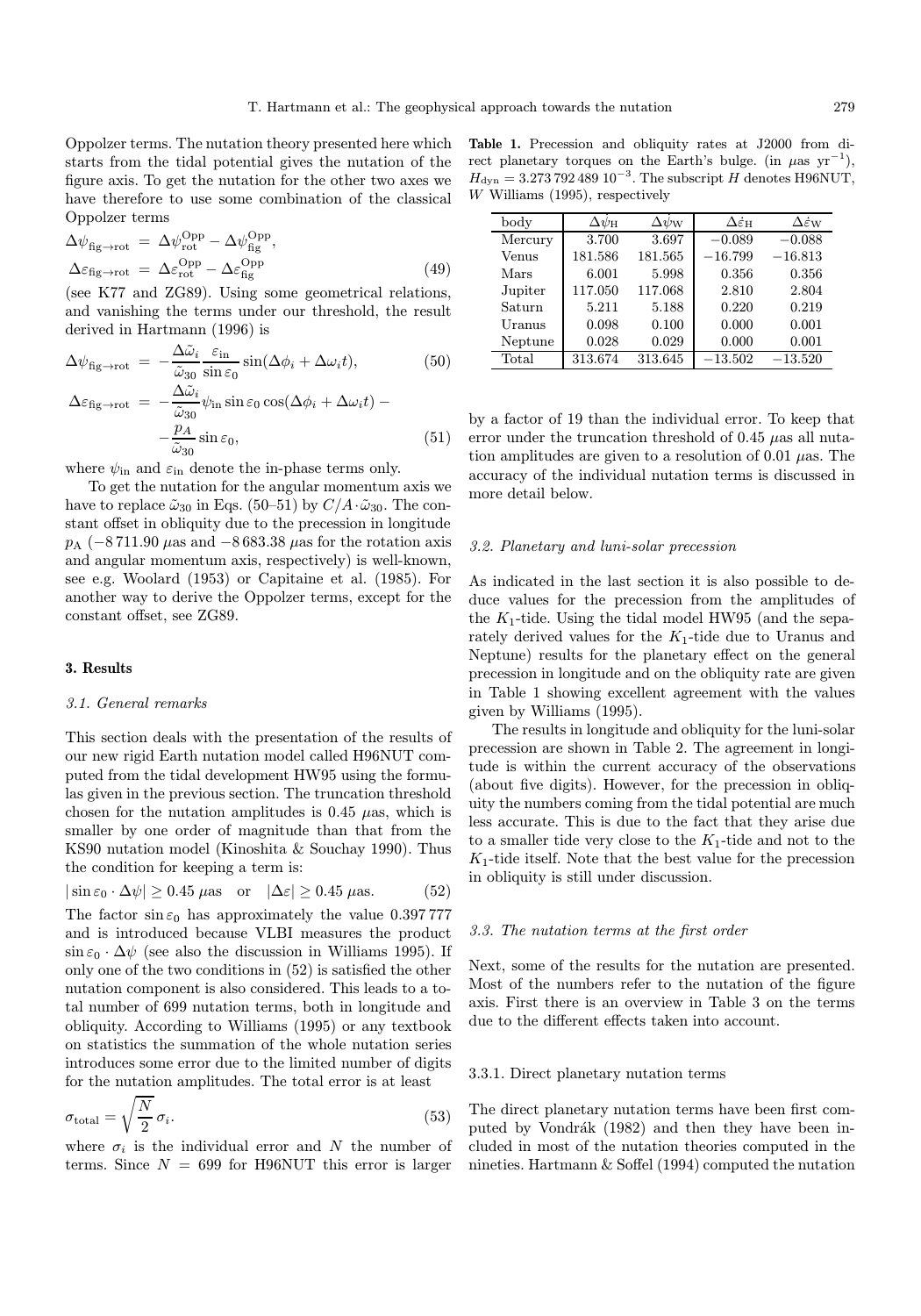Oppolzer terms. The nutation theory presented here which starts from the tidal potential gives the nutation of the figure axis. To get the nutation for the other two axes we have therefore to use some combination of the classical Oppolzer terms

$$
\begin{aligned}
\Delta\psi_{\mathrm{fig}\to\mathrm{rot}} &= \Delta\psi^{\mathrm{Opp}}_{\mathrm{rot}} - \Delta\psi^{\mathrm{Opp}}_{\mathrm{fig}},\\
\Delta\varepsilon_{\mathrm{fig}\to\mathrm{rot}} &= \Delta\varepsilon^{\mathrm{Opp}}_{\mathrm{rot}} - \Delta\varepsilon^{\mathrm{Opp}}_{\mathrm{fig}}
\end{aligned}
\tag{49}
$$

(see K77 and ZG89). Using some geometrical relations, and vanishing the terms under our threshold, the result derived in Hartmann (1996) is

$$
\Delta\psi_{\mathrm{fig}\to\mathrm{rot}} = -\frac{\Delta\tilde{\omega}_i}{\tilde{\omega}_{30}}\frac{\varepsilon_{\mathrm{in}}}{\sin\varepsilon_0}\sin(\Delta\phi_i + \Delta\omega_i t), \tag{50}
$$

$$
\Delta\varepsilon_{\mathrm{fig}\to\mathrm{rot}} = -\frac{\Delta\tilde{\omega}_i}{\tilde{\omega}_{30}}\psi_{\mathrm{in}}\sin\varepsilon_0\cos(\Delta\phi_i + \Delta\omega_i t) - \frac{p_A}{\tilde{\omega}_{30}}\sin\varepsilon_0, \tag{51}
$$

where $\psi_{\mathrm{in}}$ and $\varepsilon_{\mathrm{in}}$ denote the in-phase terms only.

To get the nutation for the angular momentum axis we have to replace $\tilde{\omega}_{30}$ in Eqs. (50–51) by $C/A\cdot\tilde{\omega}_{30}$. The constant offset in obliquity due to the precession in longitude $p_{\mathrm{A}}$ ($-8\,711.90$ $\mu$as and $-8\,683.38$ $\mu$as for the rotation axis and angular momentum axis, respectively) is well-known, see e.g. Woolard (1953) or Capitaine et al. (1985). For another way to derive the Oppolzer terms, except for the constant offset, see ZG89.

## 3. Results

### 3.1. General remarks

This section deals with the presentation of the results of our new rigid Earth nutation model called H96NUT computed from the tidal development HW95 using the formulas given in the previous section. The truncation threshold chosen for the nutation amplitudes is 0.45 $\mu$as, which is smaller by one order of magnitude than that from the KS90 nutation model (Kinoshita & Souchay 1990). Thus the condition for keeping a term is:

$$
|\sin\varepsilon_0\cdot\Delta\psi| \geq 0.45\ \mu\mathrm{as} \quad \text{or} \quad |\Delta\varepsilon| \geq 0.45\ \mu\mathrm{as}. \tag{52}
$$

The factor $\sin\varepsilon_0$ has approximately the value 0.397 777 and is introduced because VLBI measures the product $\sin\varepsilon_0\cdot\Delta\psi$ (see also the discussion in Williams 1995). If only one of the two conditions in (52) is satisfied the other nutation component is also considered. This leads to a total number of 699 nutation terms, both in longitude and obliquity. According to Williams (1995) or any textbook on statistics the summation of the whole nutation series introduces some error due to the limited number of digits for the nutation amplitudes. The total error is at least

$$
\sigma_{\mathrm{total}} = \sqrt{\frac{N}{2}}\,\sigma_i. \tag{53}
$$

where $\sigma_i$ is the individual error and $N$ the number of terms. Since $N = 699$ for H96NUT this error is larger by a factor of 19 than the individual error. To keep that error under the truncation threshold of 0.45 $\mu$as all nutation amplitudes are given to a resolution of 0.01 $\mu$as. The accuracy of the individual nutation terms is discussed in more detail below.

**Table 1.** Precession and obliquity rates at J2000 from direct planetary torques on the Earth's bulge. (in $\mu$as yr$^{-1}$), $H_{\mathrm{dyn}} = 3.273\,792\,489\ 10^{-3}$. The subscript $H$ denotes H96NUT, $W$ Williams (1995), respectively

| body | $\Delta\dot{\psi}_{\mathrm{H}}$ | $\Delta\dot{\psi}_{\mathrm{W}}$ | $\Delta\dot{\varepsilon}_{\mathrm{H}}$ | $\Delta\dot{\varepsilon}_{\mathrm{W}}$ |
|---|---|---|---|---|
| Mercury | 3.700 | 3.697 | −0.089 | −0.088 |
| Venus | 181.586 | 181.565 | −16.799 | −16.813 |
| Mars | 6.001 | 5.998 | 0.356 | 0.356 |
| Jupiter | 117.050 | 117.068 | 2.810 | 2.804 |
| Saturn | 5.211 | 5.188 | 0.220 | 0.219 |
| Uranus | 0.098 | 0.100 | 0.000 | 0.001 |
| Neptune | 0.028 | 0.029 | 0.000 | 0.001 |
| Total | 313.674 | 313.645 | −13.502 | −13.520 |

### 3.2. Planetary and luni-solar precession

As indicated in the last section it is also possible to deduce values for the precession from the amplitudes of the $K_1$-tide. Using the tidal model HW95 (and the separately derived values for the $K_1$-tide due to Uranus and Neptune) results for the planetary effect on the general precession in longitude and on the obliquity rate are given in Table 1 showing excellent agreement with the values given by Williams (1995).

The results in longitude and obliquity for the luni-solar precession are shown in Table 2. The agreement in longitude is within the current accuracy of the observations (about five digits). However, for the precession in obliquity the numbers coming from the tidal potential are much less accurate. This is due to the fact that they arise due to a smaller tide very close to the $K_1$-tide and not to the $K_1$-tide itself. Note that the best value for the precession in obliquity is still under discussion.

### 3.3. The nutation terms at the first order

Next, some of the results for the nutation are presented. Most of the numbers refer to the nutation of the figure axis. First there is an overview in Table 3 on the terms due to the different effects taken into account.

#### 3.3.1. Direct planetary nutation terms

The direct planetary nutation terms have been first computed by Vondrák (1982) and then they have been included in most of the nutation theories computed in the nineties. Hartmann & Soffel (1994) computed the nutation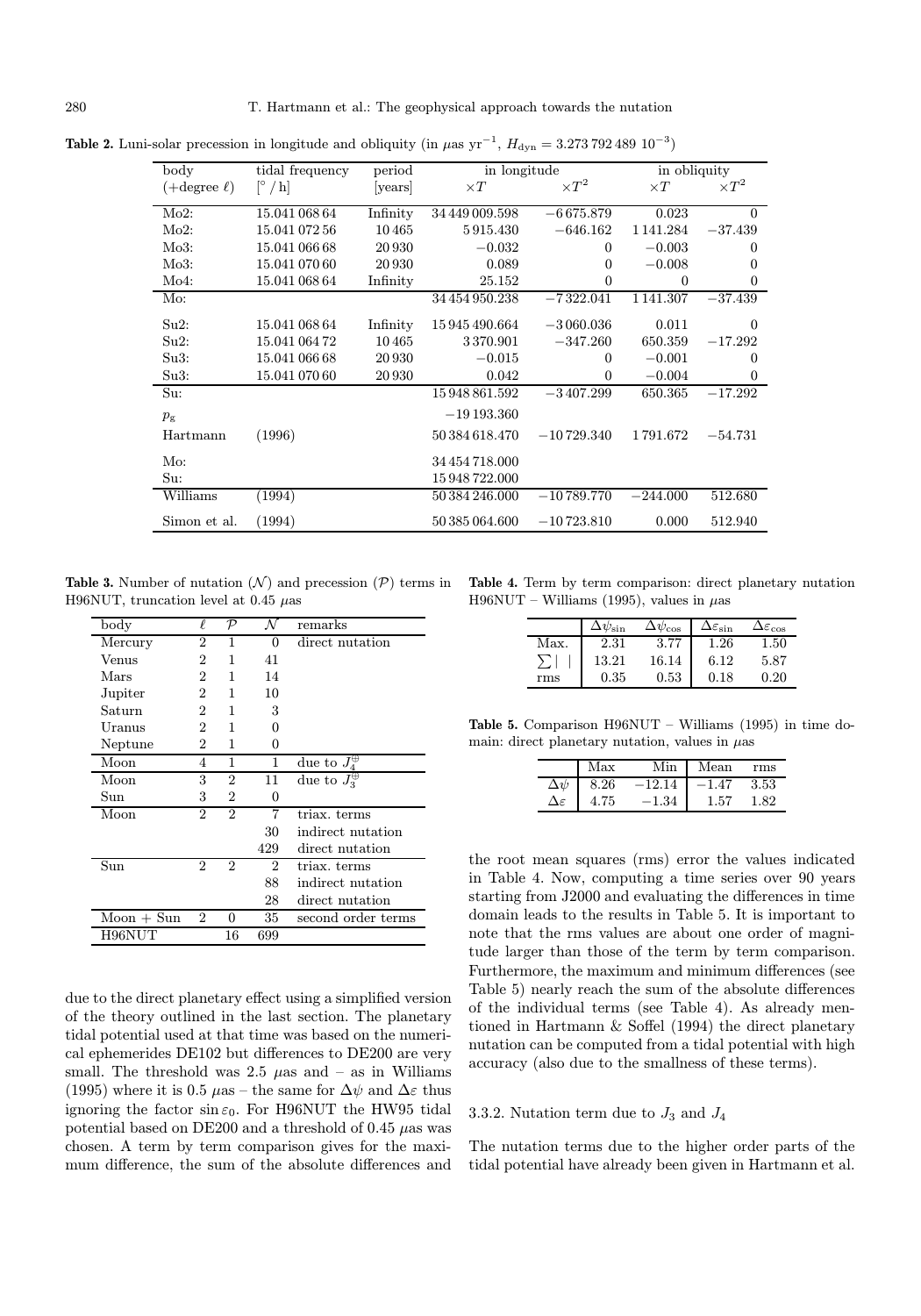**Table 2.** Luni-solar precession in longitude and obliquity (in $\mu$as yr$^{-1}$, $H_{\rm dyn} = 3.273\,792\,489\ 10^{-3}$)

| body | tidal frequency | period | in longitude | | in obliquity | |
|---|---|---|---|---|---|---|
| (+degree $\ell$) | [$^\circ$ / h] | [years] | $\times T$ | $\times T^2$ | $\times T$ | $\times T^2$ |
| Mo2: | 15.041 068 64 | Infinity | 34 449 009.598 | $-6\,675.879$ | 0.023 | 0 |
| Mo2: | 15.041 072 56 | 10 465 | 5 915.430 | $-646.162$ | 1 141.284 | $-37.439$ |
| Mo3: | 15.041 066 68 | 20 930 | $-0.032$ | 0 | $-0.003$ | 0 |
| Mo3: | 15.041 070 60 | 20 930 | 0.089 | 0 | $-0.008$ | 0 |
| Mo4: | 15.041 068 64 | Infinity | 25.152 | 0 | 0 | 0 |
| Mo: | | | 34 454 950.238 | $-7\,322.041$ | 1 141.307 | $-37.439$ |
| Su2: | 15.041 068 64 | Infinity | 15 945 490.664 | $-3\,060.036$ | 0.011 | 0 |
| Su2: | 15.041 064 72 | 10 465 | 3 370.901 | $-347.260$ | 650.359 | $-17.292$ |
| Su3: | 15.041 066 68 | 20 930 | $-0.015$ | 0 | $-0.001$ | 0 |
| Su3: | 15.041 070 60 | 20 930 | 0.042 | 0 | $-0.004$ | 0 |
| Su: | | | 15 948 861.592 | $-3\,407.299$ | 650.365 | $-17.292$ |
| $p_{\rm g}$ | | | $-19\,193.360$ | | | |
| Hartmann | (1996) | | 50 384 618.470 | $-10\,729.340$ | 1 791.672 | $-54.731$ |
| Mo: | | | 34 454 718.000 | | | |
| Su: | | | 15 948 722.000 | | | |
| Williams | (1994) | | 50 384 246.000 | $-10\,789.770$ | $-244.000$ | 512.680 |
| Simon et al. | (1994) | | 50 385 064.600 | $-10\,723.810$ | 0.000 | 512.940 |

**Table 3.** Number of nutation ($\mathcal{N}$) and precession ($\mathcal{P}$) terms in H96NUT, truncation level at 0.45 $\mu$as

| body | $\ell$ | $\mathcal{P}$ | $\mathcal{N}$ | remarks |
|---|---|---|---|---|
| Mercury | 2 | 1 | 0 | direct nutation |
| Venus | 2 | 1 | 41 | |
| Mars | 2 | 1 | 14 | |
| Jupiter | 2 | 1 | 10 | |
| Saturn | 2 | 1 | 3 | |
| Uranus | 2 | 1 | 0 | |
| Neptune | 2 | 1 | 0 | |
| Moon | 4 | 1 | 1 | due to $J_4^{\oplus}$ |
| Moon | 3 | 2 | 11 | due to $J_3^{\oplus}$ |
| Sun | 3 | 2 | 0 | |
| Moon | 2 | 2 | 7 | triax. terms |
| | | | 30 | indirect nutation |
| | | | 429 | direct nutation |
| Sun | 2 | 2 | 2 | triax. terms |
| | | | 88 | indirect nutation |
| | | | 28 | direct nutation |
| Moon + Sun | 2 | 0 | 35 | second order terms |
| H96NUT | | 16 | 699 | |

due to the direct planetary effect using a simplified version of the theory outlined in the last section. The planetary tidal potential used at that time was based on the numerical ephemerides DE102 but differences to DE200 are very small. The threshold was 2.5 $\mu$as and – as in Williams (1995) where it is 0.5 $\mu$as – the same for $\Delta\psi$ and $\Delta\varepsilon$ thus ignoring the factor $\sin\varepsilon_0$. For H96NUT the HW95 tidal potential based on DE200 and a threshold of 0.45 $\mu$as was chosen. A term by term comparison gives for the maximum difference, the sum of the absolute differences and

**Table 4.** Term by term comparison: direct planetary nutation H96NUT – Williams (1995), values in $\mu$as

| | $\Delta\psi_{\sin}$ | $\Delta\psi_{\cos}$ | $\Delta\varepsilon_{\sin}$ | $\Delta\varepsilon_{\cos}$ |
|---|---|---|---|---|
| Max. | 2.31 | 3.77 | 1.26 | 1.50 |
| $\sum\vert\ \vert$ | 13.21 | 16.14 | 6.12 | 5.87 |
| rms | 0.35 | 0.53 | 0.18 | 0.20 |

**Table 5.** Comparison H96NUT – Williams (1995) in time domain: direct planetary nutation, values in $\mu$as

| | Max | Min | Mean | rms |
|---|---|---|---|---|
| $\Delta\psi$ | 8.26 | $-12.14$ | $-1.47$ | 3.53 |
| $\Delta\varepsilon$ | 4.75 | $-1.34$ | 1.57 | 1.82 |

the root mean squares (rms) error the values indicated in Table 4. Now, computing a time series over 90 years starting from J2000 and evaluating the differences in time domain leads to the results in Table 5. It is important to note that the rms values are about one order of magnitude larger than those of the term by term comparison. Furthermore, the maximum and minimum differences (see Table 5) nearly reach the sum of the absolute differences of the individual terms (see Table 4). As already mentioned in Hartmann & Soffel (1994) the direct planetary nutation can be computed from a tidal potential with high accuracy (also due to the smallness of these terms).

#### 3.3.2. Nutation term due to $J_3$ and $J_4$

The nutation terms due to the higher order parts of the tidal potential have already been given in Hartmann et al.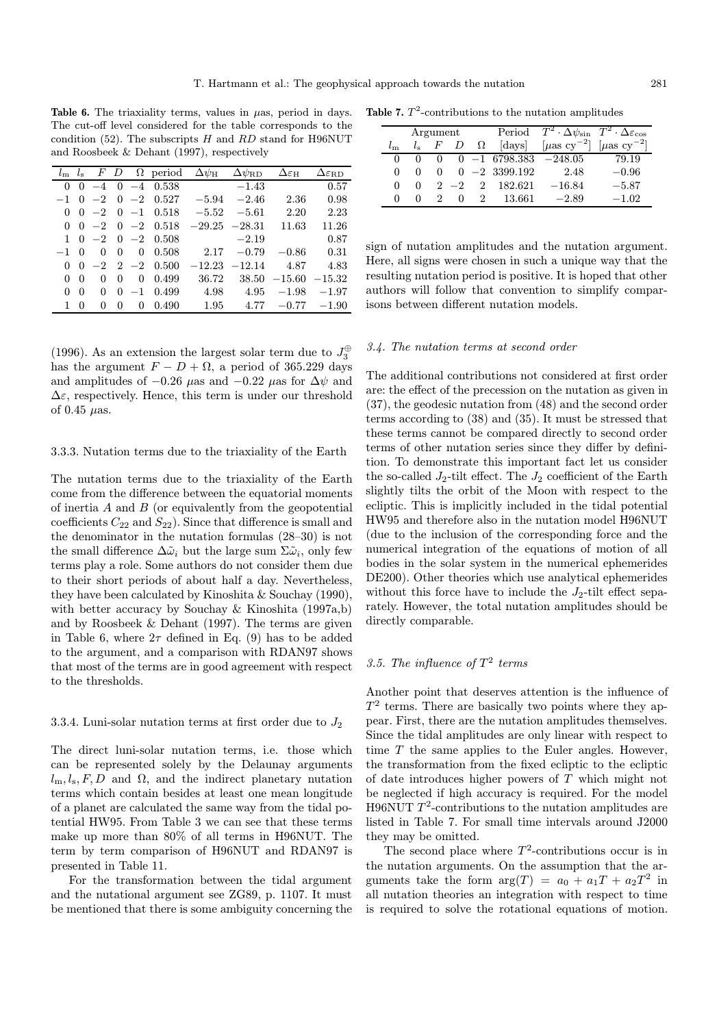**Table 6.** The triaxiality terms, values in $\mu$as, period in days. The cut-off level considered for the table corresponds to the condition (52). The subscripts $H$ and $RD$ stand for H96NUT and Roosbeek & Dehant (1997), respectively

| $l_m$ | $l_s$ | $F$ | $D$ | $\Omega$ | period | $\Delta\psi_H$ | $\Delta\psi_{RD}$ | $\Delta\varepsilon_H$ | $\Delta\varepsilon_{RD}$ |
|---|---|---|---|---|---|---|---|---|---|
| 0 | 0 | −4 | 0 | −4 | 0.538 | | −1.43 | | 0.57 |
| −1 | 0 | −2 | 0 | −2 | 0.527 | −5.94 | −2.46 | 2.36 | 0.98 |
| 0 | 0 | −2 | 0 | −1 | 0.518 | −5.52 | −5.61 | 2.20 | 2.23 |
| 0 | 0 | −2 | 0 | −2 | 0.518 | −29.25 | −28.31 | 11.63 | 11.26 |
| 1 | 0 | −2 | 0 | −2 | 0.508 | | −2.19 | | 0.87 |
| −1 | 0 | 0 | 0 | 0 | 0.508 | 2.17 | −0.79 | −0.86 | 0.31 |
| 0 | 0 | −2 | 2 | −2 | 0.500 | −12.23 | −12.14 | 4.87 | 4.83 |
| 0 | 0 | 0 | 0 | 0 | 0.499 | 36.72 | 38.50 | −15.60 | −15.32 |
| 0 | 0 | 0 | 0 | −1 | 0.499 | 4.98 | 4.95 | −1.98 | −1.97 |
| 1 | 0 | 0 | 0 | 0 | 0.490 | 1.95 | 4.77 | −0.77 | −1.90 |

(1996). As an extension the largest solar term due to $J_3^{\oplus}$ has the argument $F - D + \Omega$, a period of 365.229 days and amplitudes of $-0.26$ $\mu$as and $-0.22$ $\mu$as for $\Delta\psi$ and $\Delta\varepsilon$, respectively. Hence, this term is under our threshold of 0.45 $\mu$as.

#### 3.3.3. Nutation terms due to the triaxiality of the Earth

The nutation terms due to the triaxiality of the Earth come from the difference between the equatorial moments of inertia $A$ and $B$ (or equivalently from the geopotential coefficients $C_{22}$ and $S_{22}$). Since that difference is small and the denominator in the nutation formulas (28–30) is not the small difference $\Delta\tilde{\omega}_i$ but the large sum $\Sigma\tilde{\omega}_i$, only few terms play a role. Some authors do not consider them due to their short periods of about half a day. Nevertheless, they have been calculated by Kinoshita & Souchay (1990), with better accuracy by Souchay & Kinoshita (1997a,b) and by Roosbeek & Dehant (1997). The terms are given in Table 6, where $2\tau$ defined in Eq. (9) has to be added to the argument, and a comparison with RDAN97 shows that most of the terms are in good agreement with respect to the thresholds.

#### 3.3.4. Luni-solar nutation terms at first order due to $J_2$

The direct luni-solar nutation terms, i.e. those which can be represented solely by the Delaunay arguments $l_m, l_s, F, D$ and $\Omega$, and the indirect planetary nutation terms which contain besides at least one mean longitude of a planet are calculated the same way from the tidal potential HW95. From Table 3 we can see that these terms make up more than 80% of all terms in H96NUT. The term by term comparison of H96NUT and RDAN97 is presented in Table 11.

For the transformation between the tidal argument and the nutational argument see ZG89, p. 1107. It must be mentioned that there is some ambiguity concerning the sign of nutation amplitudes and the nutation argument. Here, all signs were chosen in such a unique way that the resulting nutation period is positive. It is hoped that other authors will follow that convention to simplify comparisons between different nutation models.

### 3.4. The nutation terms at second order

The additional contributions not considered at first order are: the effect of the precession on the nutation as given in (37), the geodesic nutation from (48) and the second order terms according to (38) and (35). It must be stressed that these terms cannot be compared directly to second order terms of other nutation series since they differ by definition. To demonstrate this important fact let us consider the so-called $J_2$-tilt effect. The $J_2$ coefficient of the Earth slightly tilts the orbit of the Moon with respect to the ecliptic. This is implicitly included in the tidal potential HW95 and therefore also in the nutation model H96NUT (due to the inclusion of the corresponding force and the numerical integration of the equations of motion of all bodies in the solar system in the numerical ephemerides DE200). Other theories which use analytical ephemerides without this force have to include the $J_2$-tilt effect separately. However, the total nutation amplitudes should be directly comparable.

### 3.5. The influence of $T^2$ terms

Another point that deserves attention is the influence of $T^2$ terms. There are basically two points where they appear. First, there are the nutation amplitudes themselves. Since the tidal amplitudes are only linear with respect to time $T$ the same applies to the Euler angles. However, the transformation from the fixed ecliptic to the ecliptic of date introduces higher powers of $T$ which might not be neglected if high accuracy is required. For the model H96NUT $T^2$-contributions to the nutation amplitudes are listed in Table 7. For small time intervals around J2000 they may be omitted.

**Table 7.** $T^2$-contributions to the nutation amplitudes

| Argument | | | | | Period | $T^2 \cdot \Delta\psi_{\sin}$ | $T^2 \cdot \Delta\varepsilon_{\cos}$ |
|---|---|---|---|---|---|---|---|
| $l_m$ | $l_s$ | $F$ | $D$ | $\Omega$ | [days] | [$\mu$as cy$^{-2}$] | [$\mu$as cy$^{-2}$] |
| 0 | 0 | 0 | 0 | −1 | 6798.383 | −248.05 | 79.19 |
| 0 | 0 | 0 | 0 | −2 | 3399.192 | 2.48 | −0.96 |
| 0 | 0 | 2 | −2 | 2 | 182.621 | −16.84 | −5.87 |
| 0 | 0 | 2 | 0 | 2 | 13.661 | −2.89 | −1.02 |

The second place where $T^2$-contributions occur is in the nutation arguments. On the assumption that the arguments take the form $\arg(T) = a_0 + a_1 T + a_2 T^2$ in all nutation theories an integration with respect to time is required to solve the rotational equations of motion.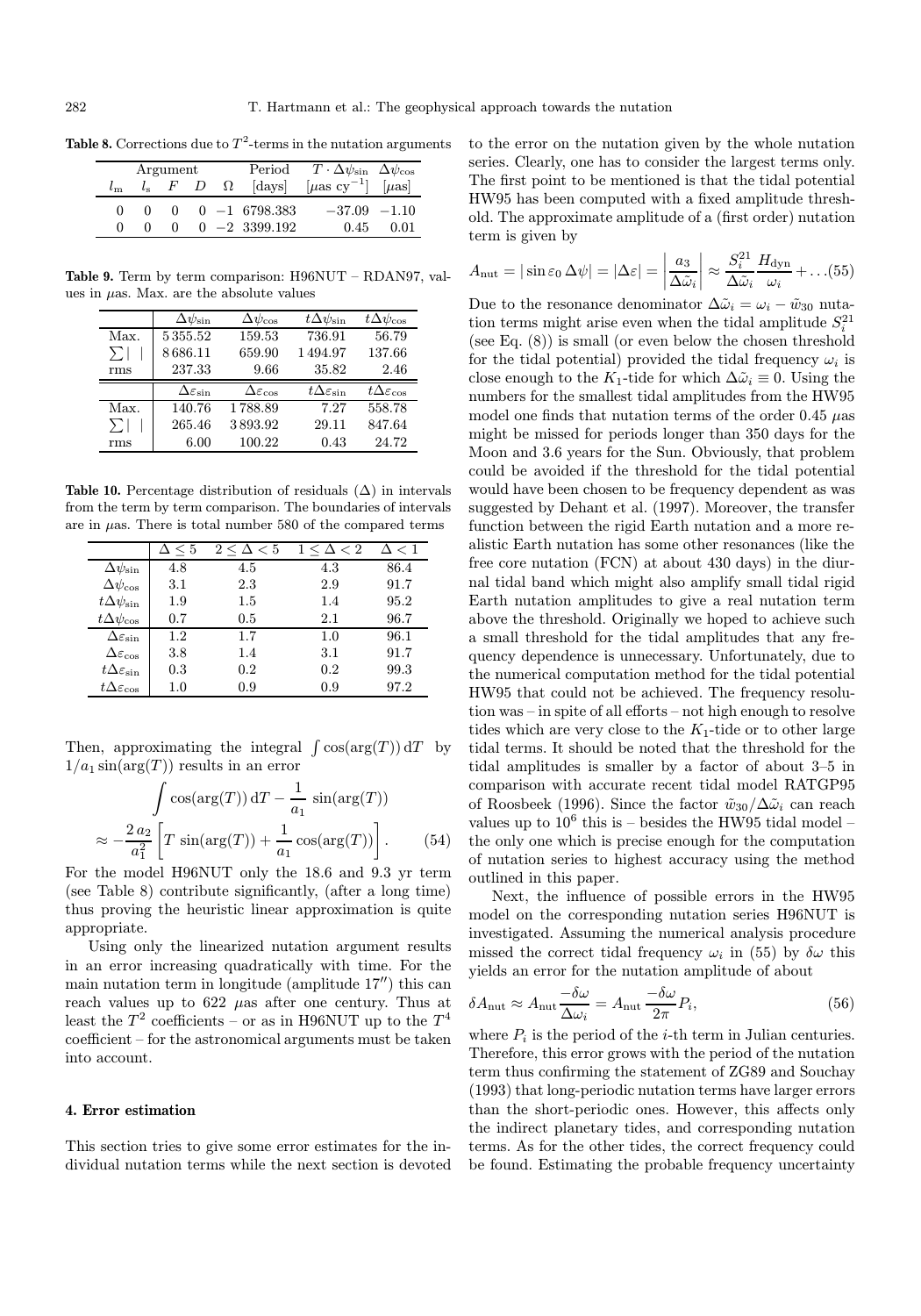**Table 8.** Corrections due to $T^2$-terms in the nutation arguments

| Argument | | | | | Period | $T \cdot \Delta\psi_{\sin}$ | $\Delta\psi_{\cos}$ |
|---|---|---|---|---|---|---|---|
| $l_{\rm m}$ | $l_{\rm s}$ | $F$ | $D$ | $\Omega$ | [days] | [$\mu$as cy$^{-1}$] | [$\mu$as] |
| 0 | 0 | 0 | 0 | $-1$ | 6798.383 | $-37.09$ | $-1.10$ |
| 0 | 0 | 0 | 0 | $-2$ | 3399.192 | 0.45 | 0.01 |

**Table 9.** Term by term comparison: H96NUT – RDAN97, values in $\mu$as. Max. are the absolute values

| | $\Delta\psi_{\sin}$ | $\Delta\psi_{\cos}$ | $t\Delta\psi_{\sin}$ | $t\Delta\psi_{\cos}$ |
|---|---|---|---|---|
| Max. | 5 355.52 | 159.53 | 736.91 | 56.79 |
| $\sum\| \|$ | 8 686.11 | 659.90 | 1 494.97 | 137.66 |
| rms | 237.33 | 9.66 | 35.82 | 2.46 |
| | $\Delta\varepsilon_{\sin}$ | $\Delta\varepsilon_{\cos}$ | $t\Delta\varepsilon_{\sin}$ | $t\Delta\varepsilon_{\cos}$ |
| Max. | 140.76 | 1 788.89 | 7.27 | 558.78 |
| $\sum\| \|$ | 265.46 | 3 893.92 | 29.11 | 847.64 |
| rms | 6.00 | 100.22 | 0.43 | 24.72 |

**Table 10.** Percentage distribution of residuals ($\Delta$) in intervals from the term by term comparison. The boundaries of intervals are in $\mu$as. There is total number 580 of the compared terms

| | $\Delta \le 5$ | $2 \le \Delta < 5$ | $1 \le \Delta < 2$ | $\Delta < 1$ |
|---|---|---|---|---|
| $\Delta\psi_{\sin}$ | 4.8 | 4.5 | 4.3 | 86.4 |
| $\Delta\psi_{\cos}$ | 3.1 | 2.3 | 2.9 | 91.7 |
| $t\Delta\psi_{\sin}$ | 1.9 | 1.5 | 1.4 | 95.2 |
| $t\Delta\psi_{\cos}$ | 0.7 | 0.5 | 2.1 | 96.7 |
| $\Delta\varepsilon_{\sin}$ | 1.2 | 1.7 | 1.0 | 96.1 |
| $\Delta\varepsilon_{\cos}$ | 3.8 | 1.4 | 3.1 | 91.7 |
| $t\Delta\varepsilon_{\sin}$ | 0.3 | 0.2 | 0.2 | 99.3 |
| $t\Delta\varepsilon_{\cos}$ | 1.0 | 0.9 | 0.9 | 97.2 |

Then, approximating the integral $\int \cos(\arg(T))\,{\rm d}T$ by $1/a_1 \sin(\arg(T))$ results in an error

$$\int \cos(\arg(T))\,{\rm d}T - \frac{1}{a_1}\,\sin(\arg(T))$$
$$\approx -\frac{2\,a_2}{a_1^2}\left[T\,\sin(\arg(T)) + \frac{1}{a_1}\cos(\arg(T))\right]. \qquad (54)$$

For the model H96NUT only the 18.6 and 9.3 yr term (see Table 8) contribute significantly, (after a long time) thus proving the heuristic linear approximation is quite appropriate.

Using only the linearized nutation argument results in an error increasing quadratically with time. For the main nutation term in longitude (amplitude $17''$) this can reach values up to 622 $\mu$as after one century. Thus at least the $T^2$ coefficients – or as in H96NUT up to the $T^4$ coefficient – for the astronomical arguments must be taken into account.

## 4. Error estimation

This section tries to give some error estimates for the individual nutation terms while the next section is devoted to the error on the nutation given by the whole nutation series. Clearly, one has to consider the largest terms only. The first point to be mentioned is that the tidal potential HW95 has been computed with a fixed amplitude threshold. The approximate amplitude of a (first order) nutation term is given by

$$A_{\rm nut} = |\sin\varepsilon_0\,\Delta\psi| = |\Delta\varepsilon| = \left|\frac{a_3}{\Delta\tilde{\omega}_i}\right| \approx \frac{S_i^{21}}{\Delta\tilde{\omega}_i}\frac{H_{\rm dyn}}{\omega_i} + \ldots (55)$$

Due to the resonance denominator $\Delta\tilde{\omega}_i = \omega_i - \tilde{w}_{30}$ nutation terms might arise even when the tidal amplitude $S_i^{21}$ (see Eq. (8)) is small (or even below the chosen threshold for the tidal potential) provided the tidal frequency $\omega_i$ is close enough to the $K_1$-tide for which $\Delta\tilde{\omega}_i \equiv 0$. Using the numbers for the smallest tidal amplitudes from the HW95 model one finds that nutation terms of the order 0.45 $\mu$as might be missed for periods longer than 350 days for the Moon and 3.6 years for the Sun. Obviously, that problem could be avoided if the threshold for the tidal potential would have been chosen to be frequency dependent as was suggested by Dehant et al. (1997). Moreover, the transfer function between the rigid Earth nutation and a more realistic Earth nutation has some other resonances (like the free core nutation (FCN) at about 430 days) in the diurnal tidal band which might also amplify small tidal rigid Earth nutation amplitudes to give a real nutation term above the threshold. Originally we hoped to achieve such a small threshold for the tidal amplitudes that any frequency dependence is unnecessary. Unfortunately, due to the numerical computation method for the tidal potential HW95 that could not be achieved. The frequency resolution was – in spite of all efforts – not high enough to resolve tides which are very close to the $K_1$-tide or to other large tidal terms. It should be noted that the threshold for the tidal amplitudes is smaller by a factor of about 3–5 in comparison with accurate recent tidal model RATGP95 of Roosbeek (1996). Since the factor $\tilde{w}_{30}/\Delta\tilde{\omega}_i$ can reach values up to $10^6$ this is – besides the HW95 tidal model – the only one which is precise enough for the computation of nutation series to highest accuracy using the method outlined in this paper.

Next, the influence of possible errors in the HW95 model on the corresponding nutation series H96NUT is investigated. Assuming the numerical analysis procedure missed the correct tidal frequency $\omega_i$ in (55) by $\delta\omega$ this yields an error for the nutation amplitude of about

$$\delta A_{\rm nut} \approx A_{\rm nut}\frac{-\delta\omega}{\Delta\omega_i} = A_{\rm nut}\frac{-\delta\omega}{2\pi}P_i, \qquad (56)$$

where $P_i$ is the period of the $i$-th term in Julian centuries. Therefore, this error grows with the period of the nutation term thus confirming the statement of ZG89 and Souchay (1993) that long-periodic nutation terms have larger errors than the short-periodic ones. However, this affects only the indirect planetary tides, and corresponding nutation terms. As for the other tides, the correct frequency could be found. Estimating the probable frequency uncertainty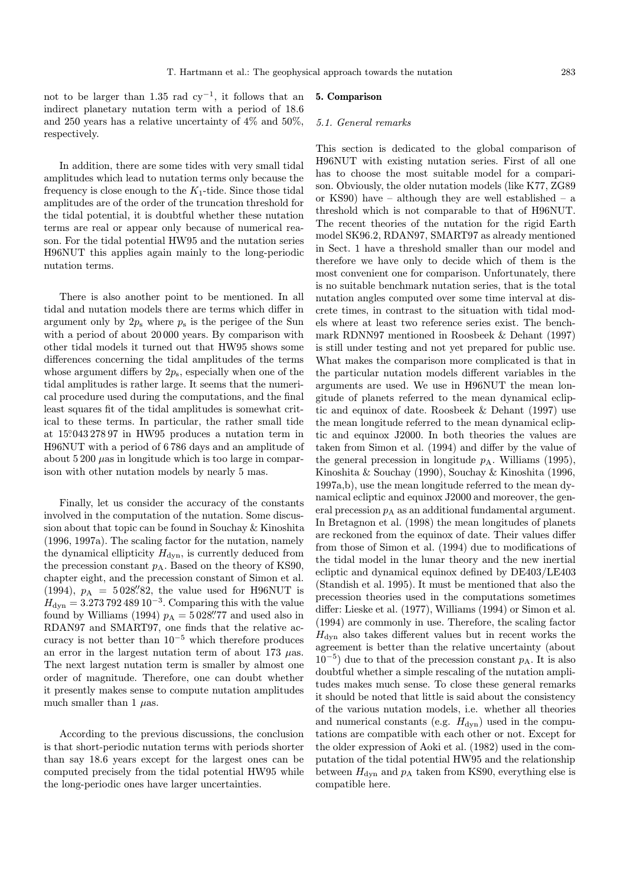not to be larger than 1.35 rad cy$^{-1}$, it follows that an indirect planetary nutation term with a period of 18.6 and 250 years has a relative uncertainty of 4% and 50%, respectively.

In addition, there are some tides with very small tidal amplitudes which lead to nutation terms only because the frequency is close enough to the $K_1$-tide. Since those tidal amplitudes are of the order of the truncation threshold for the tidal potential, it is doubtful whether these nutation terms are real or appear only because of numerical reason. For the tidal potential HW95 and the nutation series H96NUT this applies again mainly to the long-periodic nutation terms.

There is also another point to be mentioned. In all tidal and nutation models there are terms which differ in argument only by $2p_\mathrm{s}$ where $p_\mathrm{s}$ is the perigee of the Sun with a period of about 20 000 years. By comparison with other tidal models it turned out that HW95 shows some differences concerning the tidal amplitudes of the terms whose argument differs by $2p_\mathrm{s}$, especially when one of the tidal amplitudes is rather large. It seems that the numerical procedure used during the computations, and the final least squares fit of the tidal amplitudes is somewhat critical to these terms. In particular, the rather small tide at $15\overset{\circ}{.}043\,278\,97$ in HW95 produces a nutation term in H96NUT with a period of 6 786 days and an amplitude of about 5 200 $\mu$as in longitude which is too large in comparison with other nutation models by nearly 5 mas.

Finally, let us consider the accuracy of the constants involved in the computation of the nutation. Some discussion about that topic can be found in Souchay & Kinoshita (1996, 1997a). The scaling factor for the nutation, namely the dynamical ellipticity $H_\mathrm{dyn}$, is currently deduced from the precession constant $p_\mathrm{A}$. Based on the theory of KS90, chapter eight, and the precession constant of Simon et al. (1994), $p_\mathrm{A} = 5\,028\overset{''}{.}82$, the value used for H96NUT is $H_\mathrm{dyn} = 3.273\,792\,489\,10^{-3}$. Comparing this with the value found by Williams (1994) $p_\mathrm{A} = 5\,028\overset{''}{.}77$ and used also in RDAN97 and SMART97, one finds that the relative accuracy is not better than $10^{-5}$ which therefore produces an error in the largest nutation term of about 173 $\mu$as. The next largest nutation term is smaller by almost one order of magnitude. Therefore, one can doubt whether it presently makes sense to compute nutation amplitudes much smaller than 1 $\mu$as.

According to the previous discussions, the conclusion is that short-periodic nutation terms with periods shorter than say 18.6 years except for the largest ones can be computed precisely from the tidal potential HW95 while the long-periodic ones have larger uncertainties.

## 5. Comparison

### *5.1. General remarks*

This section is dedicated to the global comparison of H96NUT with existing nutation series. First of all one has to choose the most suitable model for a comparison. Obviously, the older nutation models (like K77, ZG89 or KS90) have – although they are well established – a threshold which is not comparable to that of H96NUT. The recent theories of the nutation for the rigid Earth model SK96.2, RDAN97, SMART97 as already mentioned in Sect. 1 have a threshold smaller than our model and therefore we have only to decide which of them is the most convenient one for comparison. Unfortunately, there is no suitable benchmark nutation series, that is the total nutation angles computed over some time interval at discrete times, in contrast to the situation with tidal models where at least two reference series exist. The benchmark RDNN97 mentioned in Roosbeek & Dehant (1997) is still under testing and not yet prepared for public use. What makes the comparison more complicated is that in the particular nutation models different variables in the arguments are used. We use in H96NUT the mean longitude of planets referred to the mean dynamical ecliptic and equinox of date. Roosbeek & Dehant (1997) use the mean longitude referred to the mean dynamical ecliptic and equinox J2000. In both theories the values are taken from Simon et al. (1994) and differ by the value of the general precession in longitude $p_\mathrm{A}$. Williams (1995), Kinoshita & Souchay (1990), Souchay & Kinoshita (1996, 1997a,b), use the mean longitude referred to the mean dynamical ecliptic and equinox J2000 and moreover, the general precession $p_\mathrm{A}$ as an additional fundamental argument. In Bretagnon et al. (1998) the mean longitudes of planets are reckoned from the equinox of date. Their values differ from those of Simon et al. (1994) due to modifications of the tidal model in the lunar theory and the new inertial ecliptic and dynamical equinox defined by DE403/LE403 (Standish et al. 1995). It must be mentioned that also the precession theories used in the computations sometimes differ: Lieske et al. (1977), Williams (1994) or Simon et al. (1994) are commonly in use. Therefore, the scaling factor $H_\mathrm{dyn}$ also takes different values but in recent works the agreement is better than the relative uncertainty (about $10^{-5}$) due to that of the precession constant $p_\mathrm{A}$. It is also doubtful whether a simple rescaling of the nutation amplitudes makes much sense. To close these general remarks it should be noted that little is said about the consistency of the various nutation models, i.e. whether all theories and numerical constants (e.g. $H_\mathrm{dyn}$) used in the computations are compatible with each other or not. Except for the older expression of Aoki et al. (1982) used in the computation of the tidal potential HW95 and the relationship between $H_\mathrm{dyn}$ and $p_\mathrm{A}$ taken from KS90, everything else is compatible here.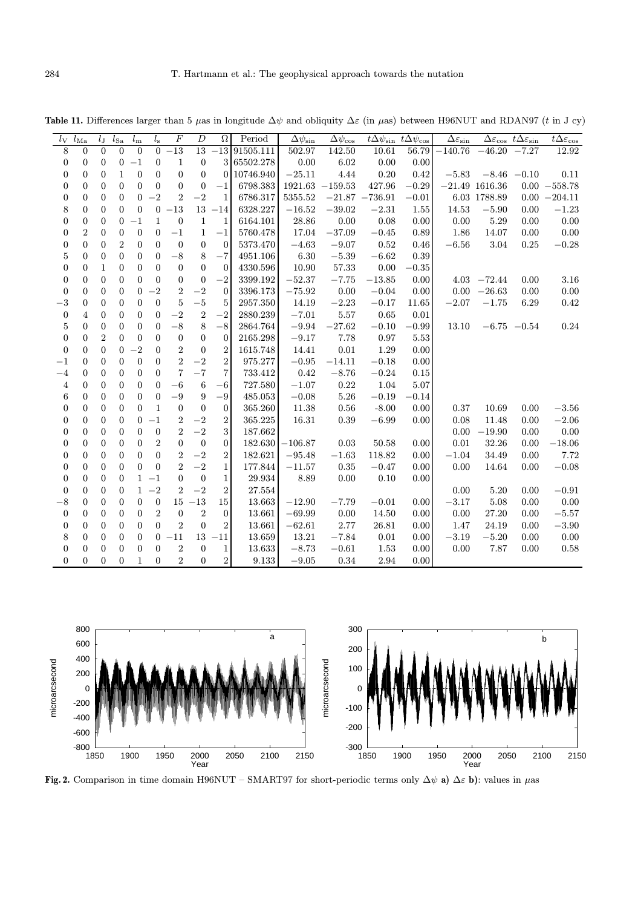**Table 11.** Differences larger than 5 $\mu$as in longitude $\Delta\psi$ and obliquity $\Delta\varepsilon$ (in $\mu$as) between H96NUT and RDAN97 ($t$ in J cy)

| $l_{\mathrm{V}}$ | $l_{\mathrm{Ma}}$ | $l_{\mathrm{J}}$ | $l_{\mathrm{Sa}}$ | $l_{\mathrm{m}}$ | $l_{\mathrm{s}}$ | $F$ | $D$ | $\Omega$ | Period | $\Delta\psi_{\sin}$ | $\Delta\psi_{\cos}$ | $t\Delta\psi_{\sin}$ | $t\Delta\psi_{\cos}$ | $\Delta\varepsilon_{\sin}$ | $\Delta\varepsilon_{\cos}$ | $t\Delta\varepsilon_{\sin}$ | $t\Delta\varepsilon_{\cos}$ |
|---|---|---|---|---|---|---|---|---|---|---|---|---|---|---|---|---|---|
| 8 | 0 | 0 | 0 | 0 | 0 | −13 | 13 | −13 | 91505.111 | 502.97 | 142.50 | 10.61 | 56.79 | −140.76 | −46.20 | −7.27 | 12.92 |
| 0 | 0 | 0 | 0 | −1 | 0 | 1 | 0 | 3 | 65502.278 | 0.00 | 6.02 | 0.00 | 0.00 | | | | |
| 0 | 0 | 0 | 1 | 0 | 0 | 0 | 0 | 0 | 10746.940 | −25.11 | 4.44 | 0.20 | 0.42 | −5.83 | −8.46 | −0.10 | 0.11 |
| 0 | 0 | 0 | 0 | 0 | 0 | 0 | 0 | −1 | 6798.383 | 1921.63 | −159.53 | 427.96 | −0.29 | −21.49 | 1616.36 | 0.00 | −558.78 |
| 0 | 0 | 0 | 0 | 0 | −2 | 2 | −2 | 1 | 6786.317 | 5355.52 | −21.87 | −736.91 | −0.01 | 6.03 | 1788.89 | 0.00 | −204.11 |
| 8 | 0 | 0 | 0 | 0 | 0 | −13 | 13 | −14 | 6328.227 | −16.52 | −39.02 | −2.31 | 1.55 | 14.53 | −5.90 | 0.00 | −1.23 |
| 0 | 0 | 0 | 0 | −1 | 1 | 0 | 1 | 1 | 6164.101 | 28.86 | 0.00 | 0.08 | 0.00 | 0.00 | 5.29 | 0.00 | 0.00 |
| 0 | 2 | 0 | 0 | 0 | 0 | −1 | 1 | −1 | 5760.478 | 17.04 | −37.09 | −0.45 | 0.89 | 1.86 | 14.07 | 0.00 | 0.00 |
| 0 | 0 | 0 | 2 | 0 | 0 | 0 | 0 | 0 | 5373.470 | −4.63 | −9.07 | 0.52 | 0.46 | −6.56 | 3.04 | 0.25 | −0.28 |
| 5 | 0 | 0 | 0 | 0 | 0 | −8 | 8 | −7 | 4951.106 | 6.30 | −5.39 | −6.62 | 0.39 | | | | |
| 0 | 0 | 1 | 0 | 0 | 0 | 0 | 0 | 0 | 4330.596 | 10.90 | 57.33 | 0.00 | −0.35 | | | | |
| 0 | 0 | 0 | 0 | 0 | 0 | 0 | 0 | −2 | 3399.192 | −52.37 | −7.75 | −13.85 | 0.00 | 4.03 | −72.44 | 0.00 | 3.16 |
| 0 | 0 | 0 | 0 | 0 | −2 | 2 | −2 | 0 | 3396.173 | −75.92 | 0.00 | −0.04 | 0.00 | 0.00 | −26.63 | 0.00 | 0.00 |
| −3 | 0 | 0 | 0 | 0 | 0 | 5 | −5 | 5 | 2957.350 | 14.19 | −2.23 | −0.17 | 11.65 | −2.07 | −1.75 | 6.29 | 0.42 |
| 0 | 4 | 0 | 0 | 0 | 0 | −2 | 2 | −2 | 2880.239 | −7.01 | 5.57 | 0.65 | 0.01 | | | | |
| 5 | 0 | 0 | 0 | 0 | 0 | −8 | 8 | −8 | 2864.764 | −9.94 | −27.62 | −0.10 | −0.99 | 13.10 | −6.75 | −0.54 | 0.24 |
| 0 | 0 | 2 | 0 | 0 | 0 | 0 | 0 | 0 | 2165.298 | −9.17 | 7.78 | 0.97 | 5.53 | | | | |
| 0 | 0 | 0 | 0 | −2 | 0 | 2 | 0 | 2 | 1615.748 | 14.41 | 0.01 | 1.29 | 0.00 | | | | |
| −1 | 0 | 0 | 0 | 0 | 0 | 2 | −2 | 2 | 975.277 | −0.95 | −14.11 | −0.18 | 0.00 | | | | |
| −4 | 0 | 0 | 0 | 0 | 0 | 7 | −7 | 7 | 733.412 | 0.42 | −8.76 | −0.24 | 0.15 | | | | |
| 4 | 0 | 0 | 0 | 0 | 0 | −6 | 6 | −6 | 727.580 | −1.07 | 0.22 | 1.04 | 5.07 | | | | |
| 6 | 0 | 0 | 0 | 0 | 0 | −9 | 9 | −9 | 485.053 | −0.08 | 5.26 | −0.19 | −0.14 | | | | |
| 0 | 0 | 0 | 0 | 0 | 1 | 0 | 0 | 0 | 365.260 | 11.38 | 0.56 | -8.00 | 0.00 | 0.37 | 10.69 | 0.00 | −3.56 |
| 0 | 0 | 0 | 0 | 0 | −1 | 2 | −2 | 2 | 365.225 | 16.31 | 0.39 | −6.99 | 0.00 | 0.08 | 11.48 | 0.00 | −2.06 |
| 0 | 0 | 0 | 0 | 0 | 0 | 2 | −2 | 3 | 187.662 | | | | | 0.00 | −19.90 | 0.00 | 0.00 |
| 0 | 0 | 0 | 0 | 0 | 2 | 0 | 0 | 0 | 182.630 | −106.87 | 0.03 | 50.58 | 0.00 | 0.01 | 32.26 | 0.00 | −18.06 |
| 0 | 0 | 0 | 0 | 0 | 0 | 2 | −2 | 2 | 182.621 | −95.48 | −1.63 | 118.82 | 0.00 | −1.04 | 34.49 | 0.00 | 7.72 |
| 0 | 0 | 0 | 0 | 0 | 0 | 2 | −2 | 1 | 177.844 | −11.57 | 0.35 | −0.47 | 0.00 | 0.00 | 14.64 | 0.00 | −0.08 |
| 0 | 0 | 0 | 0 | 1 | −1 | 0 | 0 | 1 | 29.934 | 8.89 | 0.00 | 0.10 | 0.00 | | | | |
| 0 | 0 | 0 | 0 | 1 | −2 | 2 | −2 | 2 | 27.554 | | | | | 0.00 | 5.20 | 0.00 | −0.91 |
| −8 | 0 | 0 | 0 | 0 | 0 | 15 | −13 | 15 | 13.663 | −12.90 | −7.79 | −0.01 | 0.00 | −3.17 | 5.08 | 0.00 | 0.00 |
| 0 | 0 | 0 | 0 | 0 | 2 | 0 | 2 | 0 | 13.661 | −69.99 | 0.00 | 14.50 | 0.00 | 0.00 | 27.20 | 0.00 | −5.57 |
| 0 | 0 | 0 | 0 | 0 | 0 | 2 | 0 | 2 | 13.661 | −62.61 | 2.77 | 26.81 | 0.00 | 1.47 | 24.19 | 0.00 | −3.90 |
| 8 | 0 | 0 | 0 | 0 | 0 | −11 | 13 | −11 | 13.659 | 13.21 | −7.84 | 0.01 | 0.00 | −3.19 | −5.20 | 0.00 | 0.00 |
| 0 | 0 | 0 | 0 | 0 | 0 | 2 | 0 | 1 | 13.633 | −8.73 | −0.61 | 1.53 | 0.00 | 0.00 | 7.87 | 0.00 | 0.58 |
| 0 | 0 | 0 | 0 | 1 | 0 | 2 | 0 | 2 | 9.133 | −9.05 | 0.34 | 2.94 | 0.00 | | | | |

**Fig. 2.** Comparison in time domain H96NUT – SMART97 for short-periodic terms only $\Delta\psi$ **a)** $\Delta\varepsilon$ **b)**: values in $\mu$as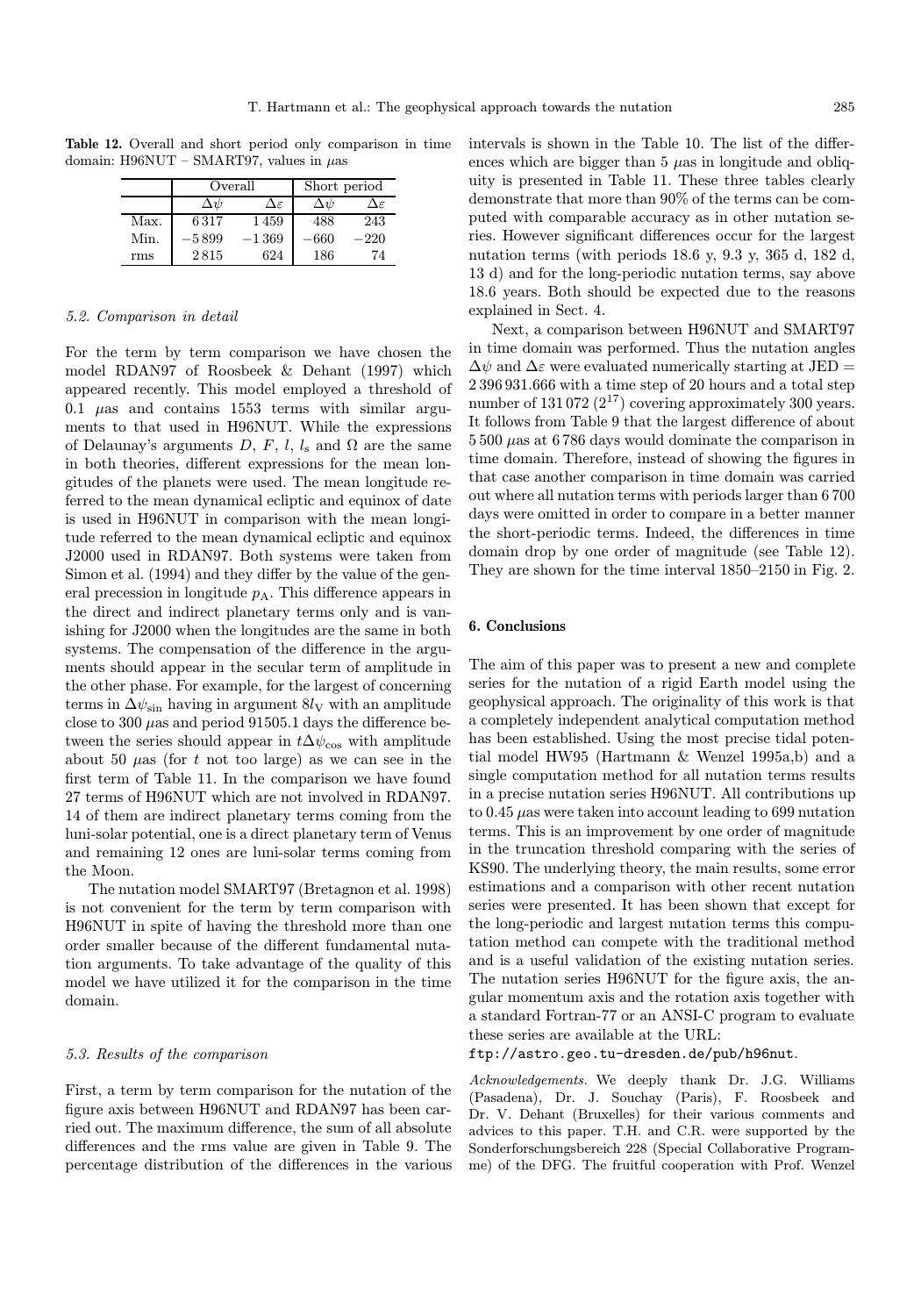**Table 12.** Overall and short period only comparison in time domain: H96NUT – SMART97, values in $\mu$as

| | Overall | | Short period | |
|---|---|---|---|---|
| | $\Delta\psi$ | $\Delta\varepsilon$ | $\Delta\psi$ | $\Delta\varepsilon$ |
| Max. | 6 317 | 1 459 | 488 | 243 |
| Min. | $-5\,899$ | $-1\,369$ | $-660$ | $-220$ |
| rms | 2 815 | 624 | 186 | 74 |

### 5.2. Comparison in detail

For the term by term comparison we have chosen the model RDAN97 of Roosbeek & Dehant (1997) which appeared recently. This model employed a threshold of 0.1 $\mu$as and contains 1553 terms with similar arguments to that used in H96NUT. While the expressions of Delaunay's arguments $D$, $F$, $l$, $l_{\rm s}$ and $\Omega$ are the same in both theories, different expressions for the mean longitudes of the planets were used. The mean longitude referred to the mean dynamical ecliptic and equinox of date is used in H96NUT in comparison with the mean longitude referred to the mean dynamical ecliptic and equinox J2000 used in RDAN97. Both systems were taken from Simon et al. (1994) and they differ by the value of the general precession in longitude $p_{\rm A}$. This difference appears in the direct and indirect planetary terms only and is vanishing for J2000 when the longitudes are the same in both systems. The compensation of the difference in the arguments should appear in the secular term of amplitude in the other phase. For example, for the largest of concerning terms in $\Delta\psi_{\rm sin}$ having in argument $8l_{\rm V}$ with an amplitude close to 300 $\mu$as and period 91505.1 days the difference between the series should appear in $t\Delta\psi_{\rm cos}$ with amplitude about 50 $\mu$as (for $t$ not too large) as we can see in the first term of Table 11. In the comparison we have found 27 terms of H96NUT which are not involved in RDAN97. 14 of them are indirect planetary terms coming from the luni-solar potential, one is a direct planetary term of Venus and remaining 12 ones are luni-solar terms coming from the Moon.

The nutation model SMART97 (Bretagnon et al. 1998) is not convenient for the term by term comparison with H96NUT in spite of having the threshold more than one order smaller because of the different fundamental nutation arguments. To take advantage of the quality of this model we have utilized it for the comparison in the time domain.

### 5.3. Results of the comparison

First, a term by term comparison for the nutation of the figure axis between H96NUT and RDAN97 has been carried out. The maximum difference, the sum of all absolute differences and the rms value are given in Table 9. The percentage distribution of the differences in the various intervals is shown in the Table 10. The list of the differences which are bigger than 5 $\mu$as in longitude and obliquity is presented in Table 11. These three tables clearly demonstrate that more than 90% of the terms can be computed with comparable accuracy as in other nutation series. However significant differences occur for the largest nutation terms (with periods 18.6 y, 9.3 y, 365 d, 182 d, 13 d) and for the long-periodic nutation terms, say above 18.6 years. Both should be expected due to the reasons explained in Sect. 4.

Next, a comparison between H96NUT and SMART97 in time domain was performed. Thus the nutation angles $\Delta\psi$ and $\Delta\varepsilon$ were evaluated numerically starting at JED = 2 396 931.666 with a time step of 20 hours and a total step number of 131 072 ($2^{17}$) covering approximately 300 years. It follows from Table 9 that the largest difference of about 5 500 $\mu$as at 6 786 days would dominate the comparison in time domain. Therefore, instead of showing the figures in that case another comparison in time domain was carried out where all nutation terms with periods larger than 6 700 days were omitted in order to compare in a better manner the short-periodic terms. Indeed, the differences in time domain drop by one order of magnitude (see Table 12). They are shown for the time interval 1850–2150 in Fig. 2.

## 6. Conclusions

The aim of this paper was to present a new and complete series for the nutation of a rigid Earth model using the geophysical approach. The originality of this work is that a completely independent analytical computation method has been established. Using the most precise tidal potential model HW95 (Hartmann & Wenzel 1995a,b) and a single computation method for all nutation terms results in a precise nutation series H96NUT. All contributions up to 0.45 $\mu$as were taken into account leading to 699 nutation terms. This is an improvement by one order of magnitude in the truncation threshold comparing with the series of KS90. The underlying theory, the main results, some error estimations and a comparison with other recent nutation series were presented. It has been shown that except for the long-periodic and largest nutation terms this computation method can compete with the traditional method and is a useful validation of the existing nutation series. The nutation series H96NUT for the figure axis, the angular momentum axis and the rotation axis together with a standard Fortran-77 or an ANSI-C program to evaluate these series are available at the URL:
`ftp://astro.geo.tu-dresden.de/pub/h96nut`.

*Acknowledgements.* We deeply thank Dr. J.G. Williams (Pasadena), Dr. J. Souchay (Paris), F. Roosbeek and Dr. V. Dehant (Bruxelles) for their various comments and advices to this paper. T.H. and C.R. were supported by the Sonderforschungsbereich 228 (Special Collaborative Programme) of the DFG. The fruitful cooperation with Prof. Wenzel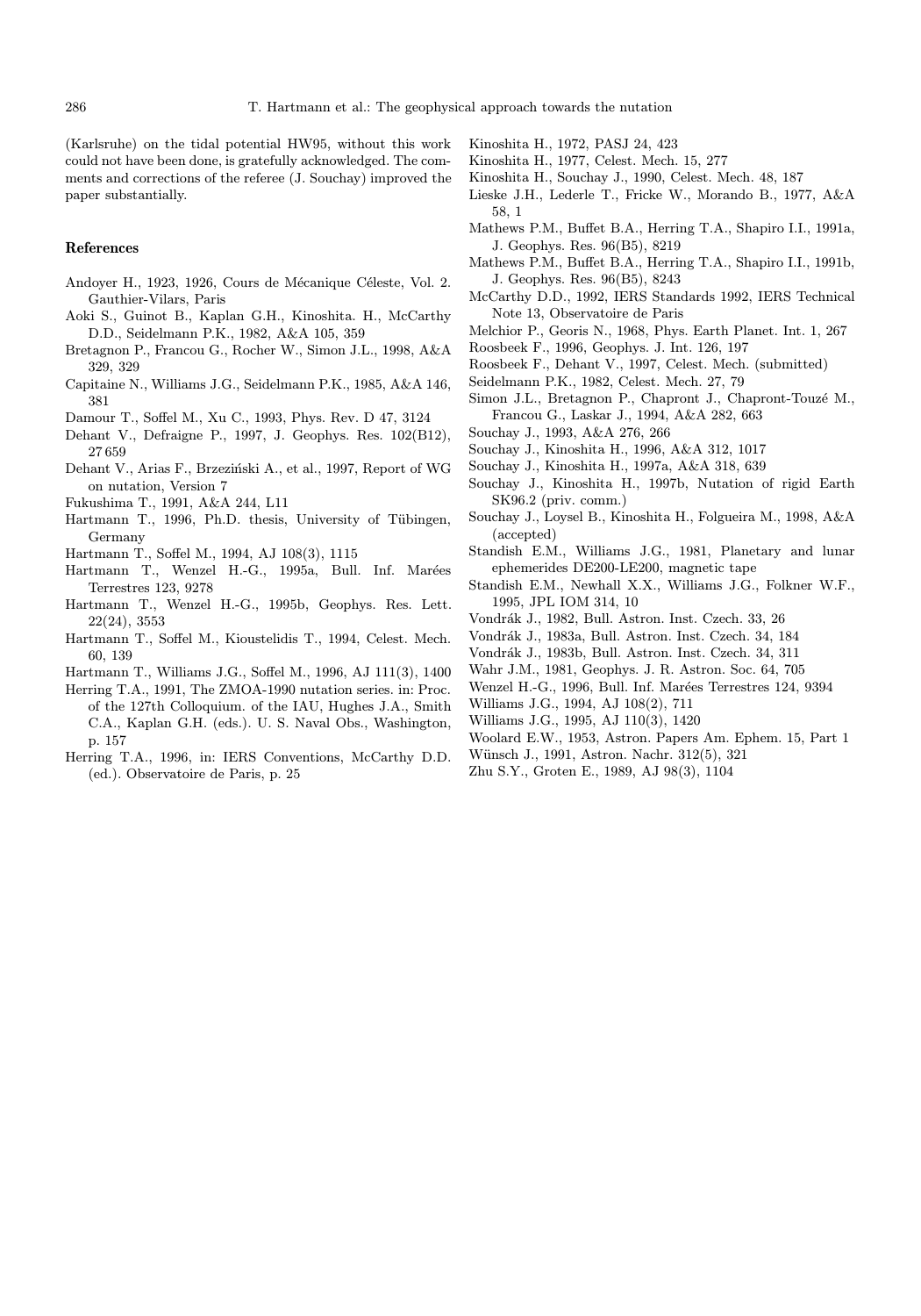(Karlsruhe) on the tidal potential HW95, without this work could not have been done, is gratefully acknowledged. The comments and corrections of the referee (J. Souchay) improved the paper substantially.

## References

Andoyer H., 1923, 1926, Cours de Mécanique Céleste, Vol. 2. Gauthier-Vilars, Paris

Aoki S., Guinot B., Kaplan G.H., Kinoshita. H., McCarthy D.D., Seidelmann P.K., 1982, A&A 105, 359

Bretagnon P., Francou G., Rocher W., Simon J.L., 1998, A&A 329, 329

Capitaine N., Williams J.G., Seidelmann P.K., 1985, A&A 146, 381

Damour T., Soffel M., Xu C., 1993, Phys. Rev. D 47, 3124

Dehant V., Defraigne P., 1997, J. Geophys. Res. 102(B12), 27 659

Dehant V., Arias F., Brzeziński A., et al., 1997, Report of WG on nutation, Version 7

Fukushima T., 1991, A&A 244, L11

Hartmann T., 1996, Ph.D. thesis, University of Tübingen, Germany

Hartmann T., Soffel M., 1994, AJ 108(3), 1115

Hartmann T., Wenzel H.-G., 1995a, Bull. Inf. Marées Terrestres 123, 9278

Hartmann T., Wenzel H.-G., 1995b, Geophys. Res. Lett. 22(24), 3553

Hartmann T., Soffel M., Kioustelidis T., 1994, Celest. Mech. 60, 139

Hartmann T., Williams J.G., Soffel M., 1996, AJ 111(3), 1400

Herring T.A., 1991, The ZMOA-1990 nutation series. in: Proc. of the 127th Colloquium. of the IAU, Hughes J.A., Smith C.A., Kaplan G.H. (eds.). U. S. Naval Obs., Washington, p. 157

Herring T.A., 1996, in: IERS Conventions, McCarthy D.D. (ed.). Observatoire de Paris, p. 25

Kinoshita H., 1972, PASJ 24, 423

Kinoshita H., 1977, Celest. Mech. 15, 277

Kinoshita H., Souchay J., 1990, Celest. Mech. 48, 187

Lieske J.H., Lederle T., Fricke W., Morando B., 1977, A&A 58, 1

Mathews P.M., Buffet B.A., Herring T.A., Shapiro I.I., 1991a, J. Geophys. Res. 96(B5), 8219

Mathews P.M., Buffet B.A., Herring T.A., Shapiro I.I., 1991b, J. Geophys. Res. 96(B5), 8243

McCarthy D.D., 1992, IERS Standards 1992, IERS Technical Note 13, Observatoire de Paris

Melchior P., Georis N., 1968, Phys. Earth Planet. Int. 1, 267

Roosbeek F., 1996, Geophys. J. Int. 126, 197

Roosbeek F., Dehant V., 1997, Celest. Mech. (submitted)

Seidelmann P.K., 1982, Celest. Mech. 27, 79

Simon J.L., Bretagnon P., Chapront J., Chapront-Touzé M., Francou G., Laskar J., 1994, A&A 282, 663

Souchay J., 1993, A&A 276, 266

Souchay J., Kinoshita H., 1996, A&A 312, 1017

Souchay J., Kinoshita H., 1997a, A&A 318, 639

Souchay J., Kinoshita H., 1997b, Nutation of rigid Earth SK96.2 (priv. comm.)

Souchay J., Loysel B., Kinoshita H., Folgueira M., 1998, A&A (accepted)

Standish E.M., Williams J.G., 1981, Planetary and lunar ephemerides DE200-LE200, magnetic tape

Standish E.M., Newhall X.X., Williams J.G., Folkner W.F., 1995, JPL IOM 314, 10

Vondrák J., 1982, Bull. Astron. Inst. Czech. 33, 26

Vondrák J., 1983a, Bull. Astron. Inst. Czech. 34, 184

Vondrák J., 1983b, Bull. Astron. Inst. Czech. 34, 311

Wahr J.M., 1981, Geophys. J. R. Astron. Soc. 64, 705

Wenzel H.-G., 1996, Bull. Inf. Marées Terrestres 124, 9394

Williams J.G., 1994, AJ 108(2), 711

Williams J.G., 1995, AJ 110(3), 1420

Woolard E.W., 1953, Astron. Papers Am. Ephem. 15, Part 1

Wünsch J., 1991, Astron. Nachr. 312(5), 321

Zhu S.Y., Groten E., 1989, AJ 98(3), 1104